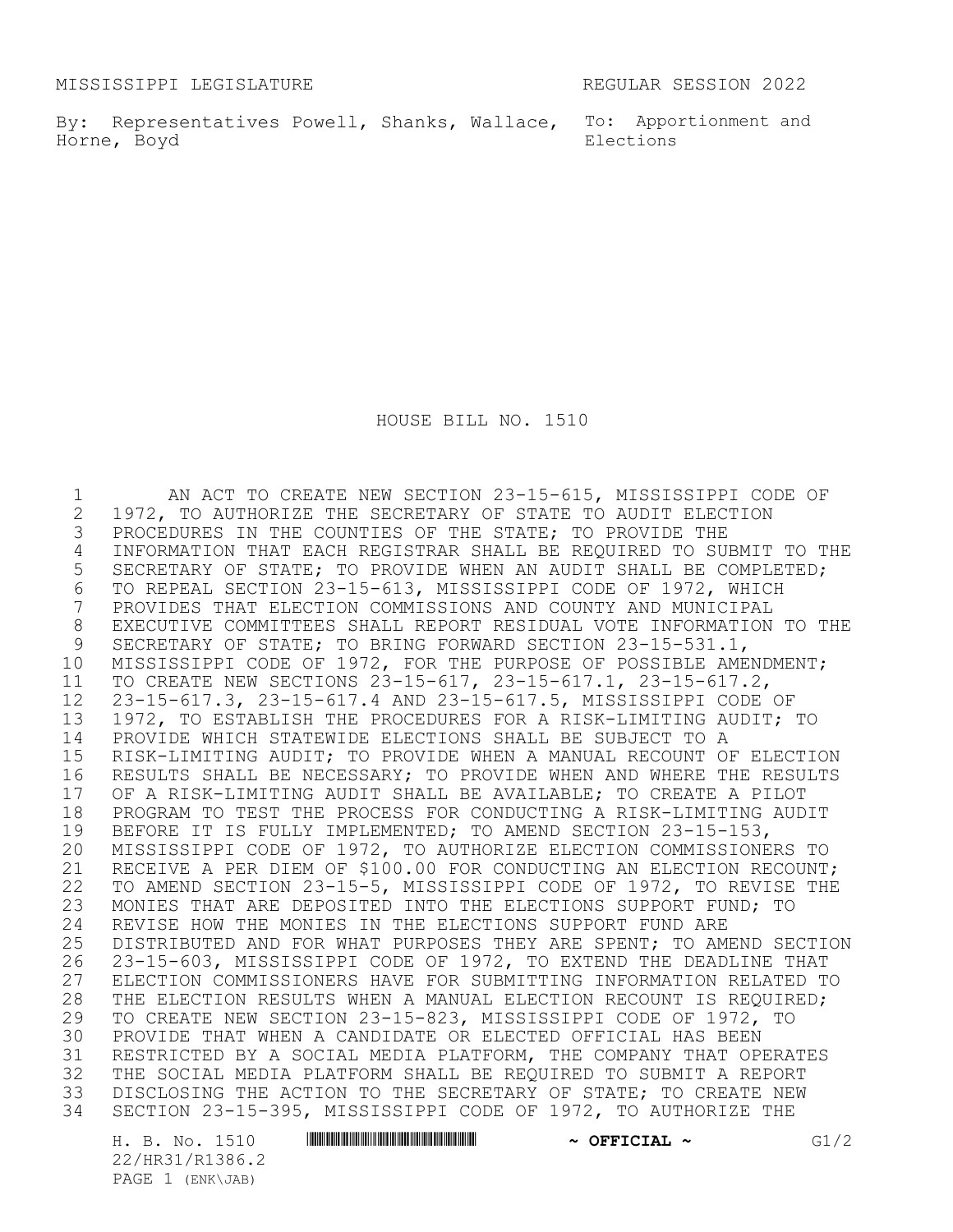MISSISSIPPI LEGISLATURE REGULAR SESSION 2022

By: Representatives Powell, Shanks, Wallace, Horne, Boyd

To: Apportionment and Elections

# HOUSE BILL NO. 1510

1 AN ACT TO CREATE NEW SECTION 23-15-615, MISSISSIPPI CODE OF
2 1972, TO AUTHORIZE THE SECRETARY OF STATE TO AUDIT ELECTION
3 PROCEDURES IN THE COUNTIES OF THE STATE; TO PROVIDE THE
4 INFORMATION THAT EACH REGISTRAR SHALL BE REQUIRED TO SUBMIT TO THE
5 SECRETARY OF STATE; TO PROVIDE WHEN AN AUDIT SHALL BE COMPLETED;
6 TO REPEAL SECTION 23-15-613, MISSISSIPPI CODE OF 1972, WHICH
7 PROVIDES THAT ELECTION COMMISSIONS AND COUNTY AND MUNICIPAL
8 EXECUTIVE COMMITTEES SHALL REPORT RESIDUAL VOTE INFORMATION TO THE
9 SECRETARY OF STATE; TO BRING FORWARD SECTION 23-15-531.1,
10 MISSISSIPPI CODE OF 1972, FOR THE PURPOSE OF POSSIBLE AMENDMENT;
11 TO CREATE NEW SECTIONS 23-15-617, 23-15-617.1, 23-15-617.2,
12 23-15-617.3, 23-15-617.4 AND 23-15-617.5, MISSISSIPPI CODE OF
13 1972, TO ESTABLISH THE PROCEDURES FOR A RISK-LIMITING AUDIT; TO
14 PROVIDE WHICH STATEWIDE ELECTIONS SHALL BE SUBJECT TO A
15 RISK-LIMITING AUDIT; TO PROVIDE WHEN A MANUAL RECOUNT OF ELECTION
16 RESULTS SHALL BE NECESSARY; TO PROVIDE WHEN AND WHERE THE RESULTS
17 OF A RISK-LIMITING AUDIT SHALL BE AVAILABLE; TO CREATE A PILOT
18 PROGRAM TO TEST THE PROCESS FOR CONDUCTING A RISK-LIMITING AUDIT
19 BEFORE IT IS FULLY IMPLEMENTED; TO AMEND SECTION 23-15-153,
20 MISSISSIPPI CODE OF 1972, TO AUTHORIZE ELECTION COMMISSIONERS TO
21 RECEIVE A PER DIEM OF $100.00 FOR CONDUCTING AN ELECTION RECOUNT;
22 TO AMEND SECTION 23-15-5, MISSISSIPPI CODE OF 1972, TO REVISE THE
23 MONIES THAT ARE DEPOSITED INTO THE ELECTIONS SUPPORT FUND; TO
24 REVISE HOW THE MONIES IN THE ELECTIONS SUPPORT FUND ARE
25 DISTRIBUTED AND FOR WHAT PURPOSES THEY ARE SPENT; TO AMEND SECTION
26 23-15-603, MISSISSIPPI CODE OF 1972, TO EXTEND THE DEADLINE THAT
27 ELECTION COMMISSIONERS HAVE FOR SUBMITTING INFORMATION RELATED TO
28 THE ELECTION RESULTS WHEN A MANUAL ELECTION RECOUNT IS REQUIRED;
29 TO CREATE NEW SECTION 23-15-823, MISSISSIPPI CODE OF 1972, TO
30 PROVIDE THAT WHEN A CANDIDATE OR ELECTED OFFICIAL HAS BEEN
31 RESTRICTED BY A SOCIAL MEDIA PLATFORM, THE COMPANY THAT OPERATES
32 THE SOCIAL MEDIA PLATFORM SHALL BE REQUIRED TO SUBMIT A REPORT
33 DISCLOSING THE ACTION TO THE SECRETARY OF STATE; TO CREATE NEW
34 SECTION 23-15-395, MISSISSIPPI CODE OF 1972, TO AUTHORIZE THE

H. B. No. 1510 ~ OFFICIAL ~ G1/2
22/HR31/R1386.2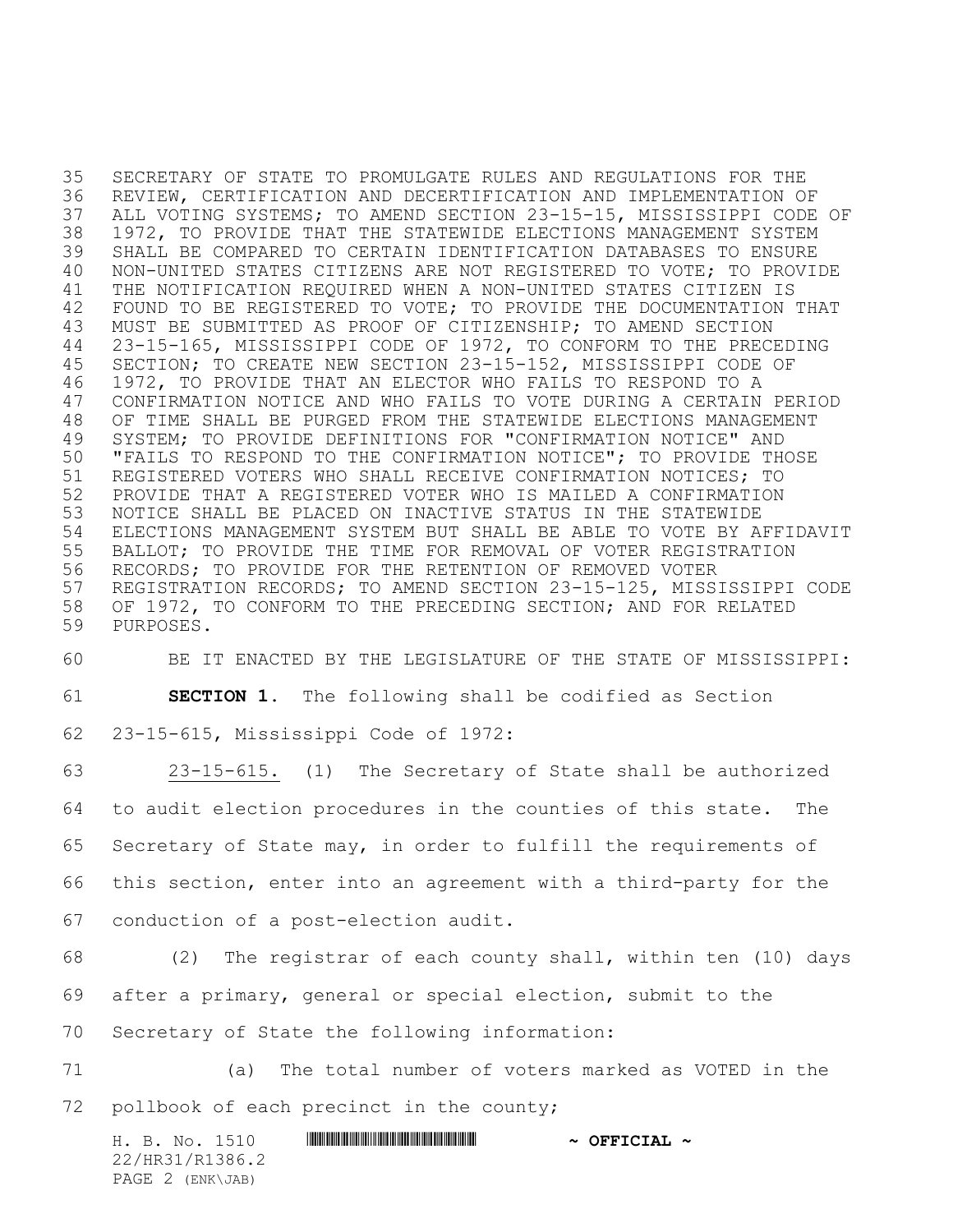SECRETARY OF STATE TO PROMULGATE RULES AND REGULATIONS FOR THE REVIEW, CERTIFICATION AND DECERTIFICATION AND IMPLEMENTATION OF ALL VOTING SYSTEMS; TO AMEND SECTION 23-15-15, MISSISSIPPI CODE OF 1972, TO PROVIDE THAT THE STATEWIDE ELECTIONS MANAGEMENT SYSTEM SHALL BE COMPARED TO CERTAIN IDENTIFICATION DATABASES TO ENSURE NON-UNITED STATES CITIZENS ARE NOT REGISTERED TO VOTE; TO PROVIDE THE NOTIFICATION REQUIRED WHEN A NON-UNITED STATES CITIZEN IS FOUND TO BE REGISTERED TO VOTE; TO PROVIDE THE DOCUMENTATION THAT MUST BE SUBMITTED AS PROOF OF CITIZENSHIP; TO AMEND SECTION 23-15-165, MISSISSIPPI CODE OF 1972, TO CONFORM TO THE PRECEDING SECTION; TO CREATE NEW SECTION 23-15-152, MISSISSIPPI CODE OF 1972, TO PROVIDE THAT AN ELECTOR WHO FAILS TO RESPOND TO A CONFIRMATION NOTICE AND WHO FAILS TO VOTE DURING A CERTAIN PERIOD OF TIME SHALL BE PURGED FROM THE STATEWIDE ELECTIONS MANAGEMENT SYSTEM; TO PROVIDE DEFINITIONS FOR "CONFIRMATION NOTICE" AND "FAILS TO RESPOND TO THE CONFIRMATION NOTICE"; TO PROVIDE THOSE REGISTERED VOTERS WHO SHALL RECEIVE CONFIRMATION NOTICES; TO PROVIDE THAT A REGISTERED VOTER WHO IS MAILED A CONFIRMATION NOTICE SHALL BE PLACED ON INACTIVE STATUS IN THE STATEWIDE ELECTIONS MANAGEMENT SYSTEM BUT SHALL BE ABLE TO VOTE BY AFFIDAVIT BALLOT; TO PROVIDE THE TIME FOR REMOVAL OF VOTER REGISTRATION RECORDS; TO PROVIDE FOR THE RETENTION OF REMOVED VOTER REGISTRATION RECORDS; TO AMEND SECTION 23-15-125, MISSISSIPPI CODE OF 1972, TO CONFORM TO THE PRECEDING SECTION; AND FOR RELATED PURPOSES.

BE IT ENACTED BY THE LEGISLATURE OF THE STATE OF MISSISSIPPI:

**SECTION 1.** The following shall be codified as Section 23-15-615, Mississippi Code of 1972:

23-15-615. (1) The Secretary of State shall be authorized to audit election procedures in the counties of this state. The Secretary of State may, in order to fulfill the requirements of this section, enter into an agreement with a third-party for the conduction of a post-election audit.

(2) The registrar of each county shall, within ten (10) days after a primary, general or special election, submit to the Secretary of State the following information:

(a) The total number of voters marked as VOTED in the pollbook of each precinct in the county;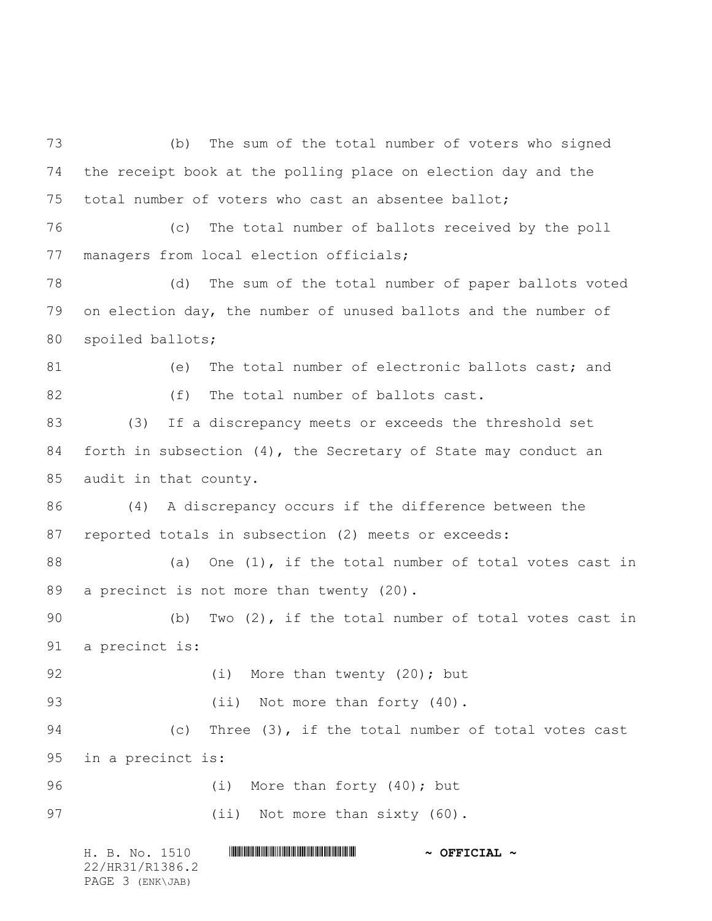(b) The sum of the total number of voters who signed the receipt book at the polling place on election day and the total number of voters who cast an absentee ballot;

(c) The total number of ballots received by the poll managers from local election officials;

(d) The sum of the total number of paper ballots voted on election day, the number of unused ballots and the number of spoiled ballots;

(e) The total number of electronic ballots cast; and

(f) The total number of ballots cast.

(3) If a discrepancy meets or exceeds the threshold set forth in subsection (4), the Secretary of State may conduct an audit in that county.

(4) A discrepancy occurs if the difference between the reported totals in subsection (2) meets or exceeds:

(a) One (1), if the total number of total votes cast in a precinct is not more than twenty (20).

(b) Two (2), if the total number of total votes cast in a precinct is:

(i) More than twenty (20); but

(ii) Not more than forty (40).

(c) Three (3), if the total number of total votes cast in a precinct is:

(i) More than forty (40); but

(ii) Not more than sixty (60).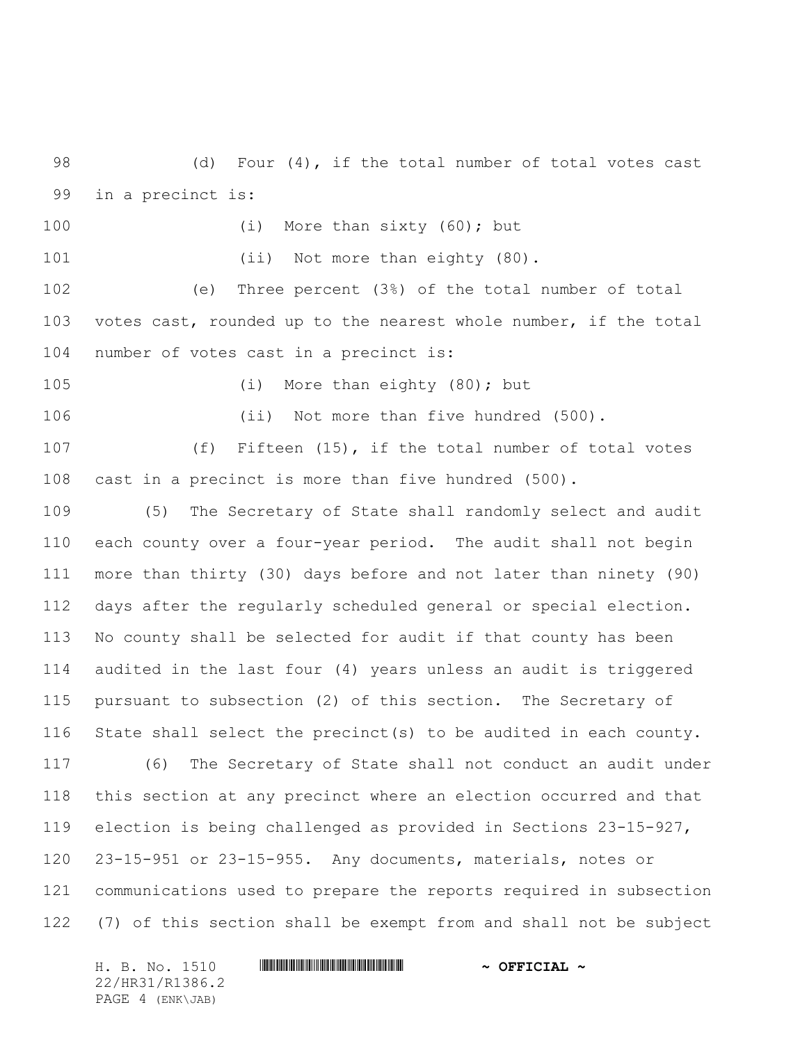(d) Four (4), if the total number of total votes cast in a precinct is:

(i) More than sixty (60); but

(ii) Not more than eighty (80).

(e) Three percent (3%) of the total number of total votes cast, rounded up to the nearest whole number, if the total number of votes cast in a precinct is:

(i) More than eighty (80); but

(ii) Not more than five hundred (500).

(f) Fifteen (15), if the total number of total votes cast in a precinct is more than five hundred (500).

(5) The Secretary of State shall randomly select and audit each county over a four-year period. The audit shall not begin more than thirty (30) days before and not later than ninety (90) days after the regularly scheduled general or special election. No county shall be selected for audit if that county has been audited in the last four (4) years unless an audit is triggered pursuant to subsection (2) of this section. The Secretary of State shall select the precinct(s) to be audited in each county.

(6) The Secretary of State shall not conduct an audit under this section at any precinct where an election occurred and that election is being challenged as provided in Sections 23-15-927, 23-15-951 or 23-15-955. Any documents, materials, notes or communications used to prepare the reports required in subsection (7) of this section shall be exempt from and shall not be subject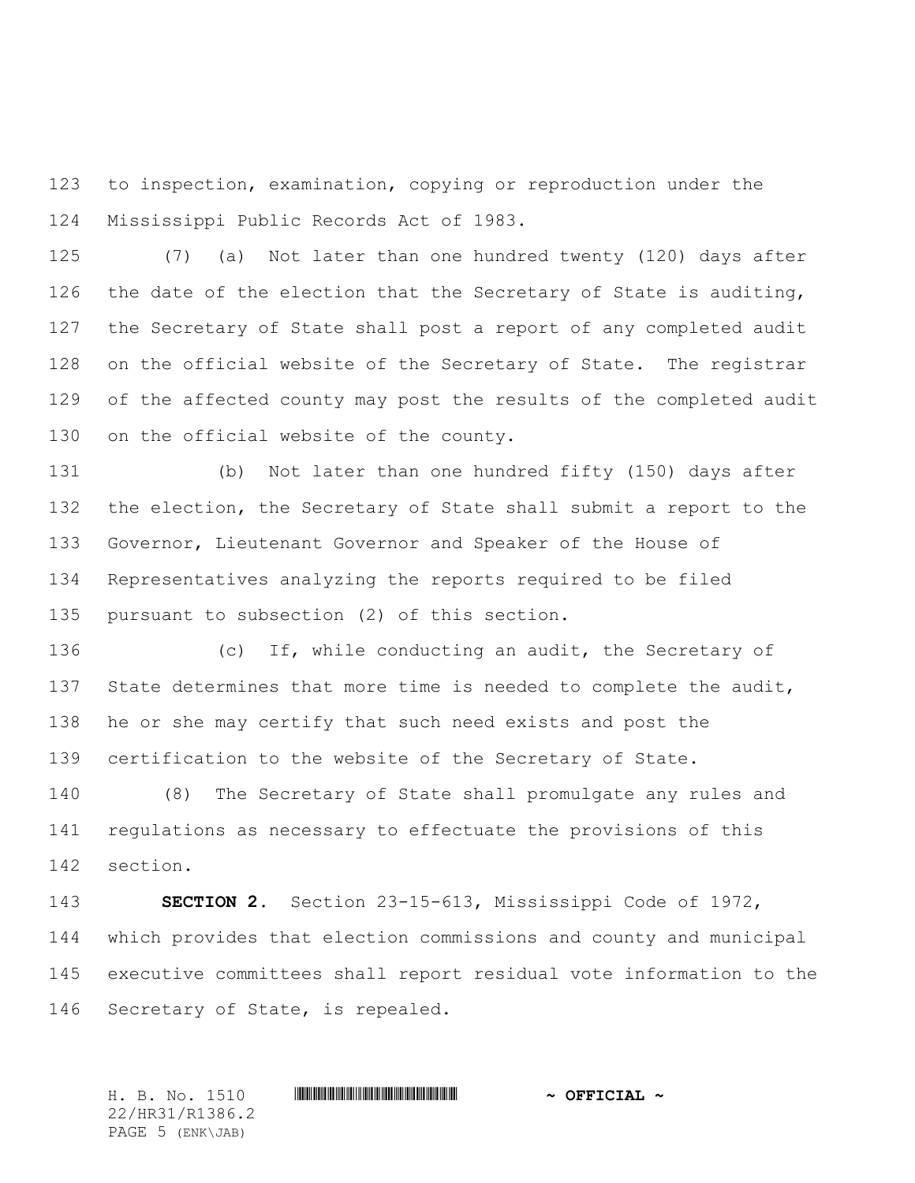to inspection, examination, copying or reproduction under the Mississippi Public Records Act of 1983.

(7) (a) Not later than one hundred twenty (120) days after the date of the election that the Secretary of State is auditing, the Secretary of State shall post a report of any completed audit on the official website of the Secretary of State. The registrar of the affected county may post the results of the completed audit on the official website of the county.

(b) Not later than one hundred fifty (150) days after the election, the Secretary of State shall submit a report to the Governor, Lieutenant Governor and Speaker of the House of Representatives analyzing the reports required to be filed pursuant to subsection (2) of this section.

(c) If, while conducting an audit, the Secretary of State determines that more time is needed to complete the audit, he or she may certify that such need exists and post the certification to the website of the Secretary of State.

(8) The Secretary of State shall promulgate any rules and regulations as necessary to effectuate the provisions of this section.

**SECTION 2.** Section 23-15-613, Mississippi Code of 1972, which provides that election commissions and county and municipal executive committees shall report residual vote information to the Secretary of State, is repealed.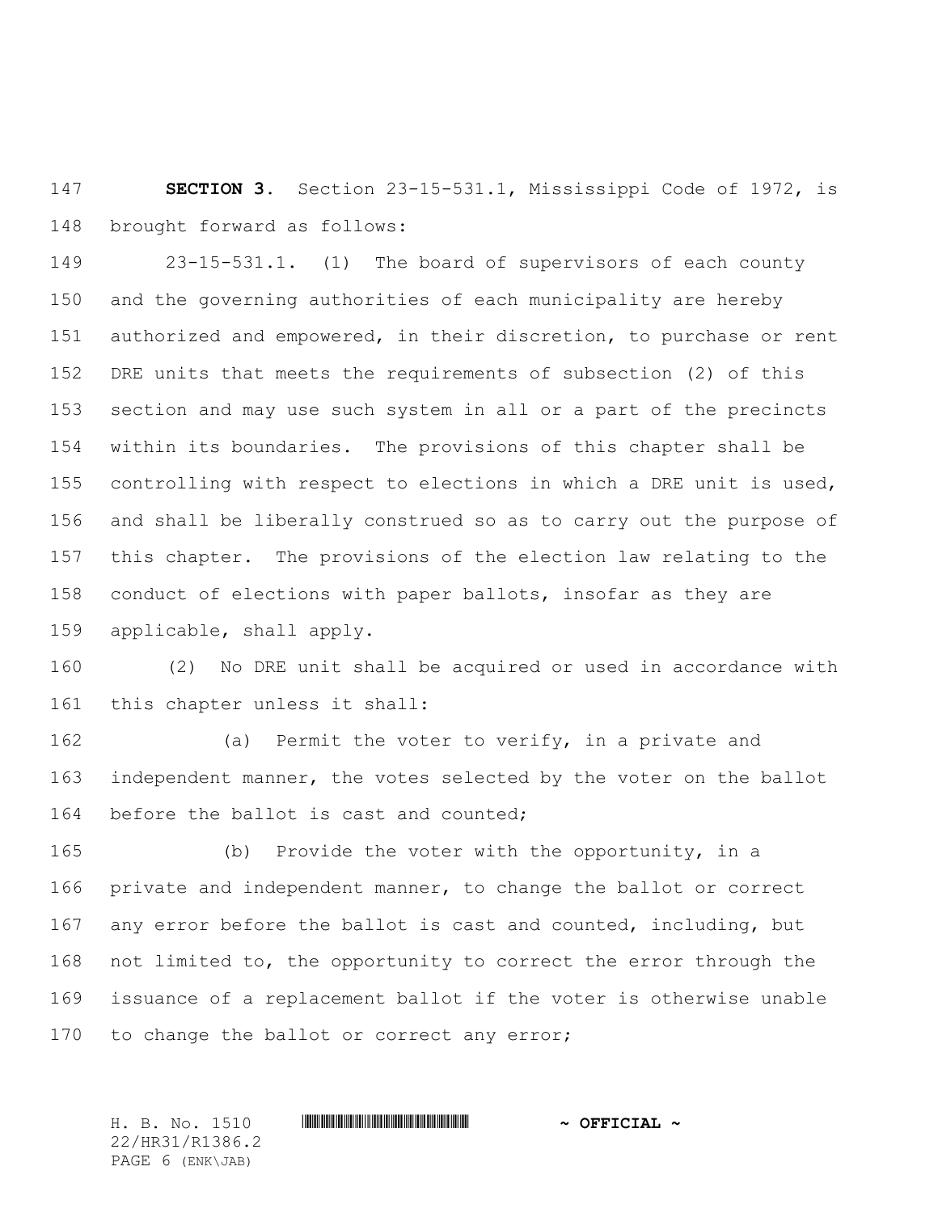**SECTION 3.** Section 23-15-531.1, Mississippi Code of 1972, is brought forward as follows:

23-15-531.1. (1) The board of supervisors of each county and the governing authorities of each municipality are hereby authorized and empowered, in their discretion, to purchase or rent DRE units that meets the requirements of subsection (2) of this section and may use such system in all or a part of the precincts within its boundaries. The provisions of this chapter shall be controlling with respect to elections in which a DRE unit is used, and shall be liberally construed so as to carry out the purpose of this chapter. The provisions of the election law relating to the conduct of elections with paper ballots, insofar as they are applicable, shall apply.

(2) No DRE unit shall be acquired or used in accordance with this chapter unless it shall:

(a) Permit the voter to verify, in a private and independent manner, the votes selected by the voter on the ballot before the ballot is cast and counted;

(b) Provide the voter with the opportunity, in a private and independent manner, to change the ballot or correct any error before the ballot is cast and counted, including, but not limited to, the opportunity to correct the error through the issuance of a replacement ballot if the voter is otherwise unable to change the ballot or correct any error;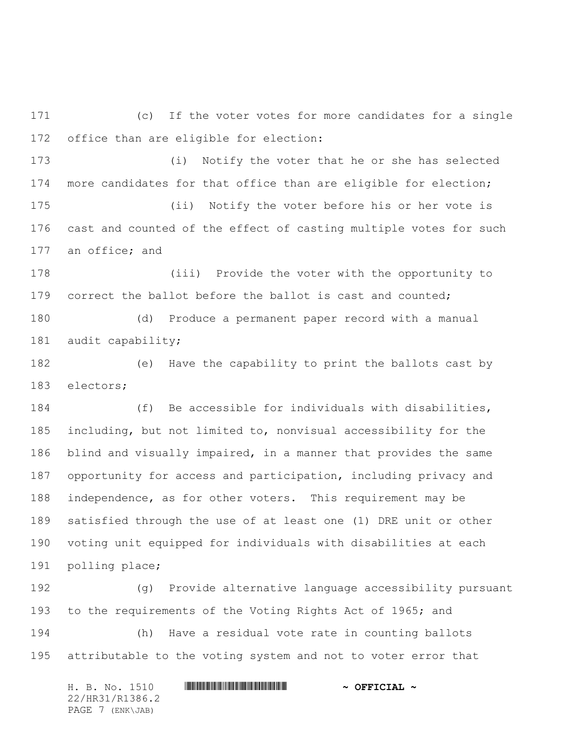(c) If the voter votes for more candidates for a single office than are eligible for election:

(i) Notify the voter that he or she has selected more candidates for that office than are eligible for election;

(ii) Notify the voter before his or her vote is cast and counted of the effect of casting multiple votes for such an office; and

(iii) Provide the voter with the opportunity to correct the ballot before the ballot is cast and counted;

(d) Produce a permanent paper record with a manual audit capability;

(e) Have the capability to print the ballots cast by electors;

(f) Be accessible for individuals with disabilities, including, but not limited to, nonvisual accessibility for the blind and visually impaired, in a manner that provides the same opportunity for access and participation, including privacy and independence, as for other voters. This requirement may be satisfied through the use of at least one (1) DRE unit or other voting unit equipped for individuals with disabilities at each polling place;

(g) Provide alternative language accessibility pursuant to the requirements of the Voting Rights Act of 1965; and

(h) Have a residual vote rate in counting ballots attributable to the voting system and not to voter error that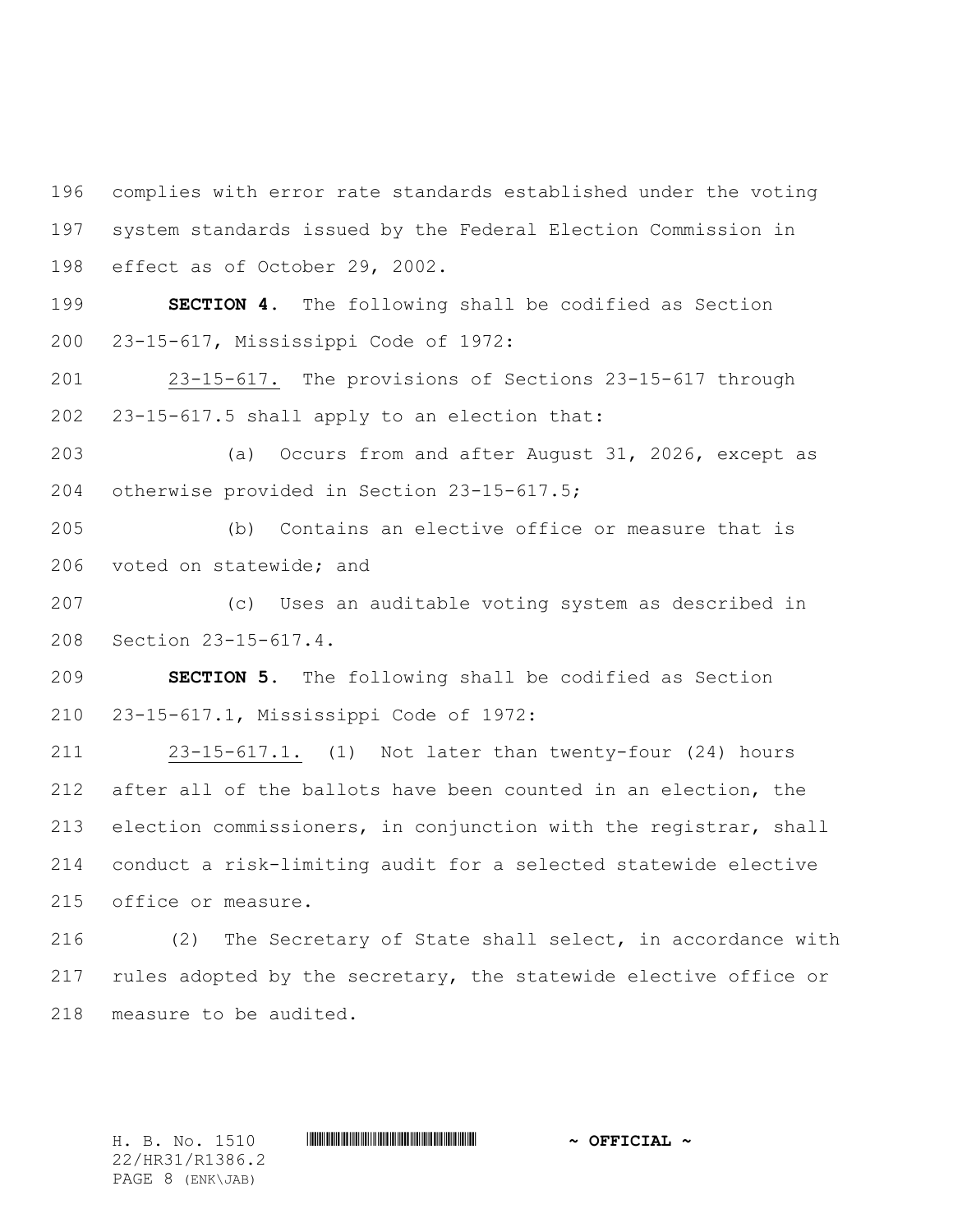complies with error rate standards established under the voting system standards issued by the Federal Election Commission in effect as of October 29, 2002.

**SECTION 4.** The following shall be codified as Section 23-15-617, Mississippi Code of 1972:

23-15-617. The provisions of Sections 23-15-617 through 23-15-617.5 shall apply to an election that:

(a) Occurs from and after August 31, 2026, except as otherwise provided in Section 23-15-617.5;

(b) Contains an elective office or measure that is voted on statewide; and

(c) Uses an auditable voting system as described in Section 23-15-617.4.

**SECTION 5.** The following shall be codified as Section 23-15-617.1, Mississippi Code of 1972:

23-15-617.1. (1) Not later than twenty-four (24) hours after all of the ballots have been counted in an election, the election commissioners, in conjunction with the registrar, shall conduct a risk-limiting audit for a selected statewide elective office or measure.

(2) The Secretary of State shall select, in accordance with rules adopted by the secretary, the statewide elective office or measure to be audited.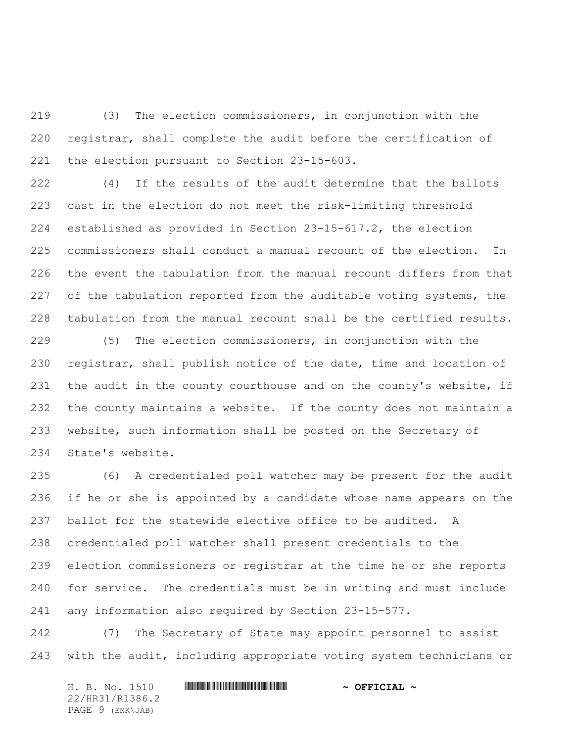(3) The election commissioners, in conjunction with the registrar, shall complete the audit before the certification of the election pursuant to Section 23-15-603.

(4) If the results of the audit determine that the ballots cast in the election do not meet the risk-limiting threshold established as provided in Section 23-15-617.2, the election commissioners shall conduct a manual recount of the election. In the event the tabulation from the manual recount differs from that of the tabulation reported from the auditable voting systems, the tabulation from the manual recount shall be the certified results.

(5) The election commissioners, in conjunction with the registrar, shall publish notice of the date, time and location of the audit in the county courthouse and on the county's website, if the county maintains a website. If the county does not maintain a website, such information shall be posted on the Secretary of State's website.

(6) A credentialed poll watcher may be present for the audit if he or she is appointed by a candidate whose name appears on the ballot for the statewide elective office to be audited. A credentialed poll watcher shall present credentials to the election commissioners or registrar at the time he or she reports for service. The credentials must be in writing and must include any information also required by Section 23-15-577.

(7) The Secretary of State may appoint personnel to assist with the audit, including appropriate voting system technicians or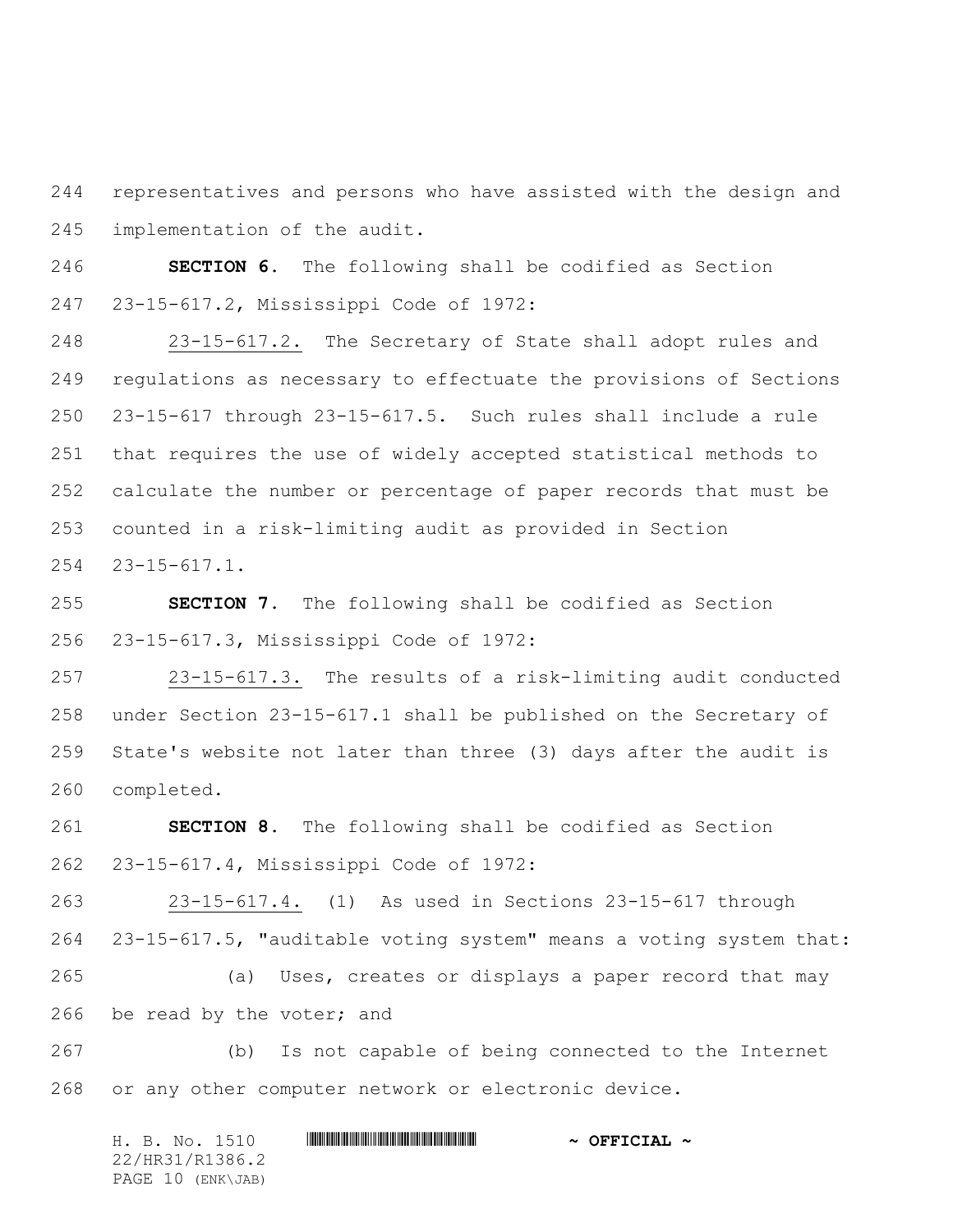representatives and persons who have assisted with the design and implementation of the audit.

**SECTION 6.** The following shall be codified as Section 23-15-617.2, Mississippi Code of 1972:

23-15-617.2. The Secretary of State shall adopt rules and regulations as necessary to effectuate the provisions of Sections 23-15-617 through 23-15-617.5. Such rules shall include a rule that requires the use of widely accepted statistical methods to calculate the number or percentage of paper records that must be counted in a risk-limiting audit as provided in Section 23-15-617.1.

**SECTION 7.** The following shall be codified as Section 23-15-617.3, Mississippi Code of 1972:

23-15-617.3. The results of a risk-limiting audit conducted under Section 23-15-617.1 shall be published on the Secretary of State's website not later than three (3) days after the audit is completed.

**SECTION 8.** The following shall be codified as Section 23-15-617.4, Mississippi Code of 1972:

23-15-617.4. (1) As used in Sections 23-15-617 through 23-15-617.5, "auditable voting system" means a voting system that:

(a) Uses, creates or displays a paper record that may be read by the voter; and

(b) Is not capable of being connected to the Internet or any other computer network or electronic device.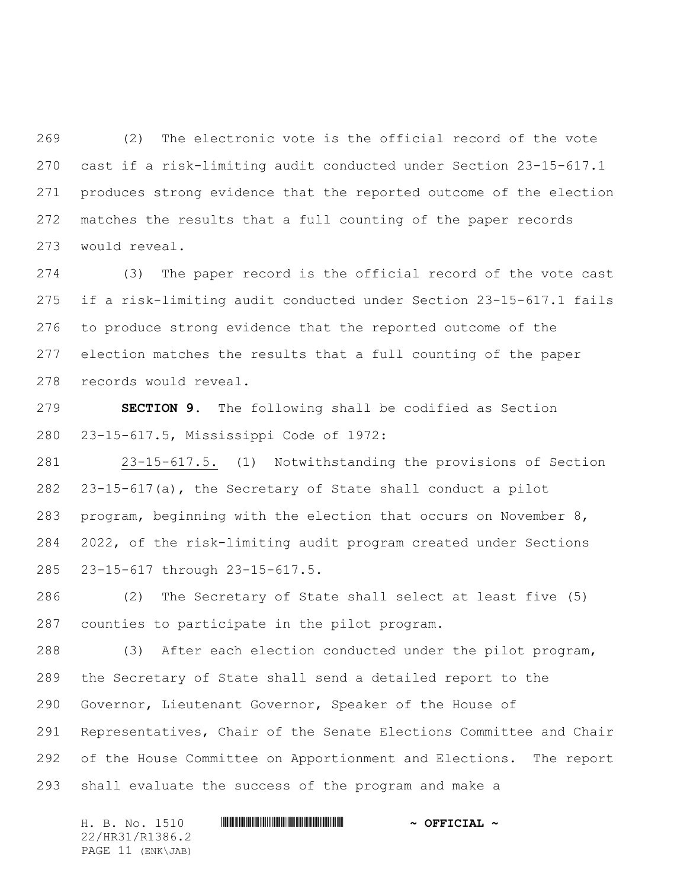(2) The electronic vote is the official record of the vote cast if a risk-limiting audit conducted under Section 23-15-617.1 produces strong evidence that the reported outcome of the election matches the results that a full counting of the paper records would reveal.

(3) The paper record is the official record of the vote cast if a risk-limiting audit conducted under Section 23-15-617.1 fails to produce strong evidence that the reported outcome of the election matches the results that a full counting of the paper records would reveal.

**SECTION 9.** The following shall be codified as Section 23-15-617.5, Mississippi Code of 1972:

23-15-617.5. (1) Notwithstanding the provisions of Section 23-15-617(a), the Secretary of State shall conduct a pilot program, beginning with the election that occurs on November 8, 2022, of the risk-limiting audit program created under Sections 23-15-617 through 23-15-617.5.

(2) The Secretary of State shall select at least five (5) counties to participate in the pilot program.

(3) After each election conducted under the pilot program, the Secretary of State shall send a detailed report to the Governor, Lieutenant Governor, Speaker of the House of Representatives, Chair of the Senate Elections Committee and Chair of the House Committee on Apportionment and Elections. The report shall evaluate the success of the program and make a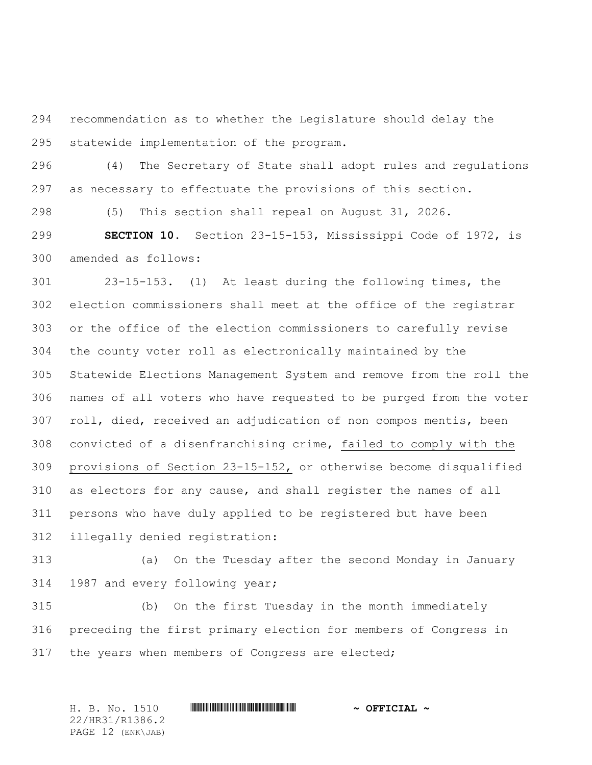recommendation as to whether the Legislature should delay the statewide implementation of the program.

(4) The Secretary of State shall adopt rules and regulations as necessary to effectuate the provisions of this section.

(5) This section shall repeal on August 31, 2026.

**SECTION 10.** Section 23-15-153, Mississippi Code of 1972, is amended as follows:

23-15-153. (1) At least during the following times, the election commissioners shall meet at the office of the registrar or the office of the election commissioners to carefully revise the county voter roll as electronically maintained by the Statewide Elections Management System and remove from the roll the names of all voters who have requested to be purged from the voter roll, died, received an adjudication of non compos mentis, been convicted of a disenfranchising crime, <u>failed to comply with the provisions of Section 23-15-152,</u> or otherwise become disqualified as electors for any cause, and shall register the names of all persons who have duly applied to be registered but have been illegally denied registration:

(a) On the Tuesday after the second Monday in January 1987 and every following year;

(b) On the first Tuesday in the month immediately preceding the first primary election for members of Congress in the years when members of Congress are elected;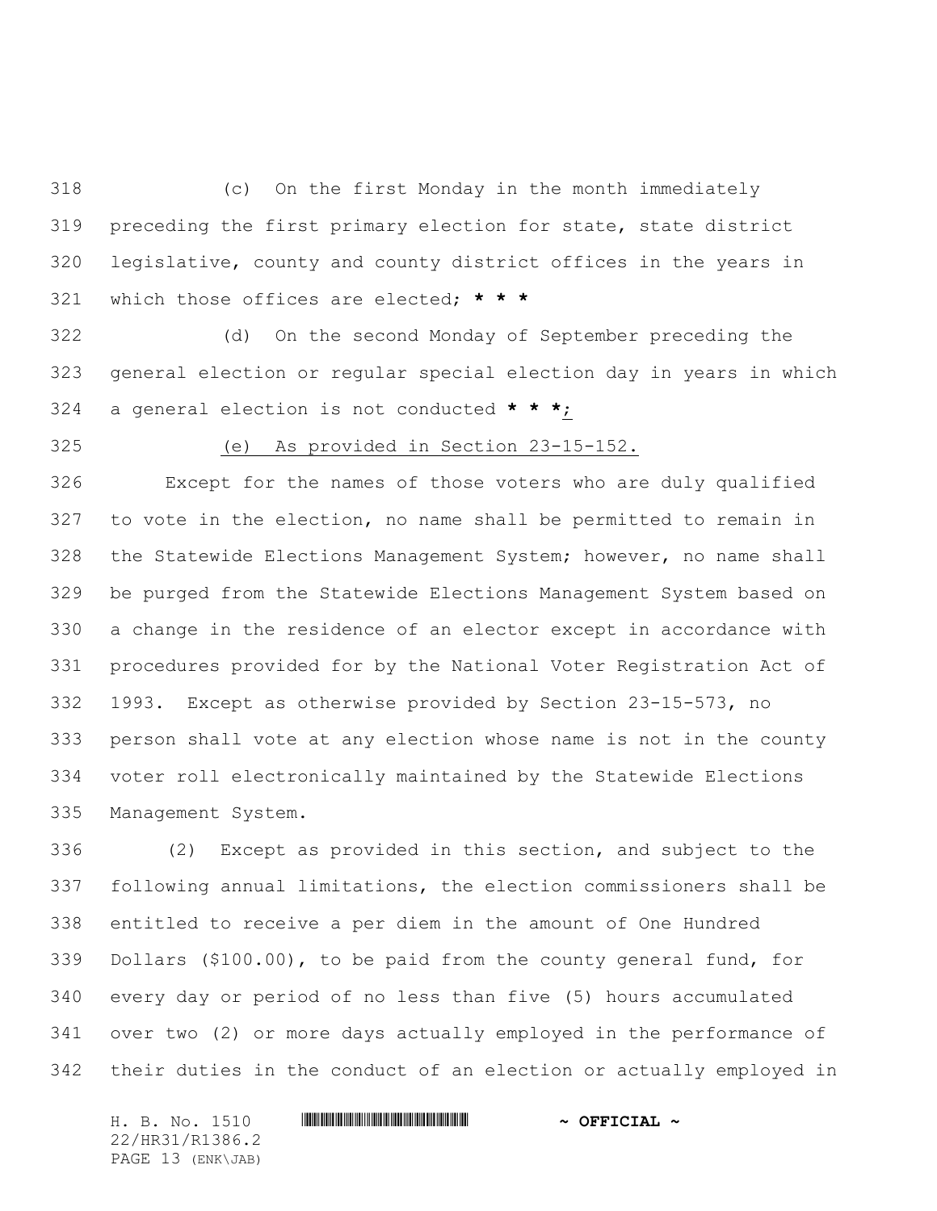(c) On the first Monday in the month immediately preceding the first primary election for state, state district legislative, county and county district offices in the years in which those offices are elected; *** * ***

(d) On the second Monday of September preceding the general election or regular special election day in years in which a general election is not conducted *** * ***<u>;</u>

<u>(e) As provided in Section 23-15-152.</u>

Except for the names of those voters who are duly qualified to vote in the election, no name shall be permitted to remain in the Statewide Elections Management System; however, no name shall be purged from the Statewide Elections Management System based on a change in the residence of an elector except in accordance with procedures provided for by the National Voter Registration Act of 1993. Except as otherwise provided by Section 23-15-573, no person shall vote at any election whose name is not in the county voter roll electronically maintained by the Statewide Elections Management System.

(2) Except as provided in this section, and subject to the following annual limitations, the election commissioners shall be entitled to receive a per diem in the amount of One Hundred Dollars ($100.00), to be paid from the county general fund, for every day or period of no less than five (5) hours accumulated over two (2) or more days actually employed in the performance of their duties in the conduct of an election or actually employed in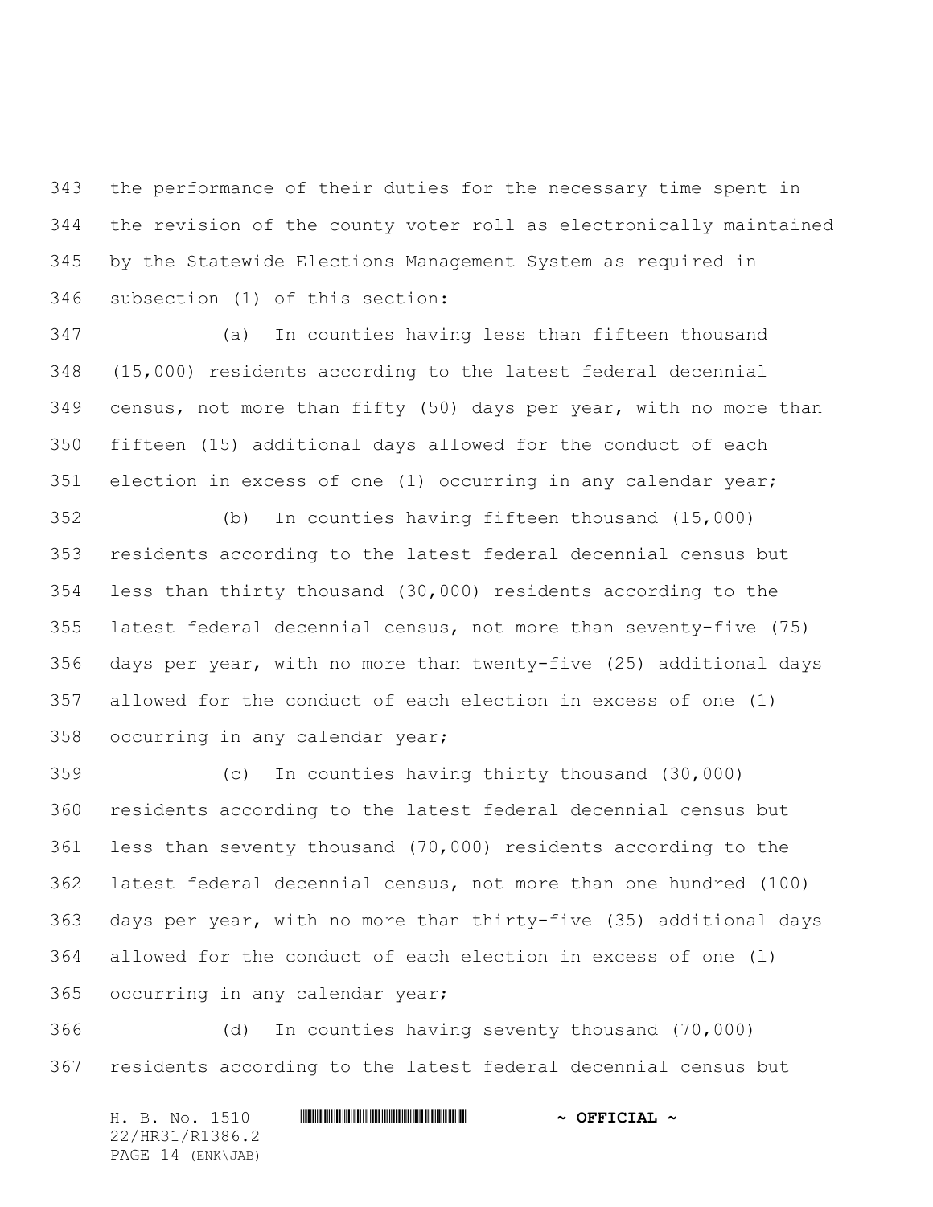the performance of their duties for the necessary time spent in the revision of the county voter roll as electronically maintained by the Statewide Elections Management System as required in subsection (1) of this section:

(a) In counties having less than fifteen thousand (15,000) residents according to the latest federal decennial census, not more than fifty (50) days per year, with no more than fifteen (15) additional days allowed for the conduct of each election in excess of one (1) occurring in any calendar year;

(b) In counties having fifteen thousand (15,000) residents according to the latest federal decennial census but less than thirty thousand (30,000) residents according to the latest federal decennial census, not more than seventy-five (75) days per year, with no more than twenty-five (25) additional days allowed for the conduct of each election in excess of one (1) occurring in any calendar year;

(c) In counties having thirty thousand (30,000) residents according to the latest federal decennial census but less than seventy thousand (70,000) residents according to the latest federal decennial census, not more than one hundred (100) days per year, with no more than thirty-five (35) additional days allowed for the conduct of each election in excess of one (1) occurring in any calendar year;

(d) In counties having seventy thousand (70,000) residents according to the latest federal decennial census but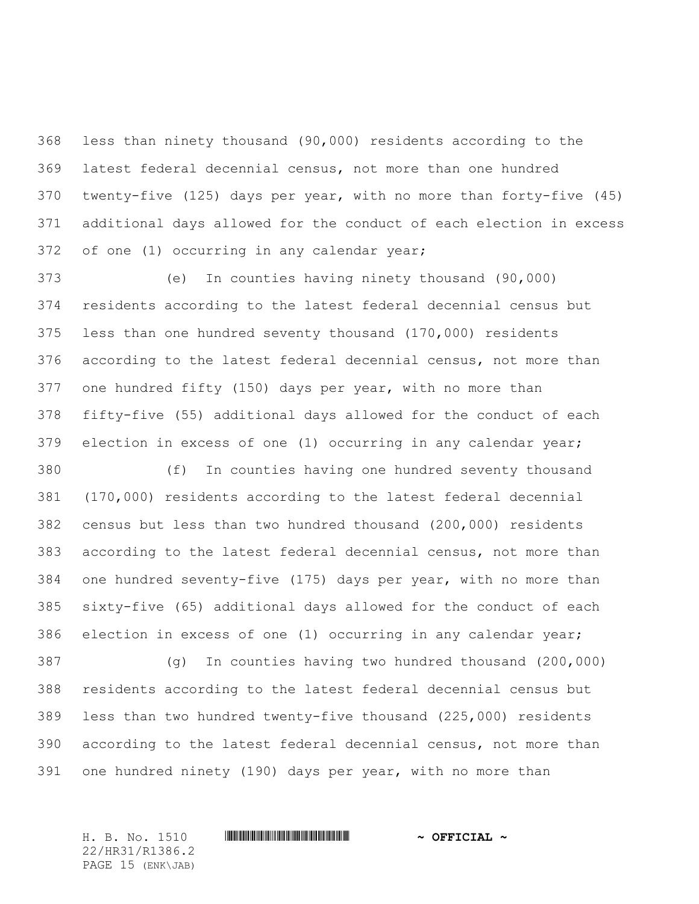less than ninety thousand (90,000) residents according to the latest federal decennial census, not more than one hundred twenty-five (125) days per year, with no more than forty-five (45) additional days allowed for the conduct of each election in excess of one (1) occurring in any calendar year;

(e) In counties having ninety thousand (90,000) residents according to the latest federal decennial census but less than one hundred seventy thousand (170,000) residents according to the latest federal decennial census, not more than one hundred fifty (150) days per year, with no more than fifty-five (55) additional days allowed for the conduct of each election in excess of one (1) occurring in any calendar year;

(f) In counties having one hundred seventy thousand (170,000) residents according to the latest federal decennial census but less than two hundred thousand (200,000) residents according to the latest federal decennial census, not more than one hundred seventy-five (175) days per year, with no more than sixty-five (65) additional days allowed for the conduct of each election in excess of one (1) occurring in any calendar year;

(g) In counties having two hundred thousand (200,000) residents according to the latest federal decennial census but less than two hundred twenty-five thousand (225,000) residents according to the latest federal decennial census, not more than one hundred ninety (190) days per year, with no more than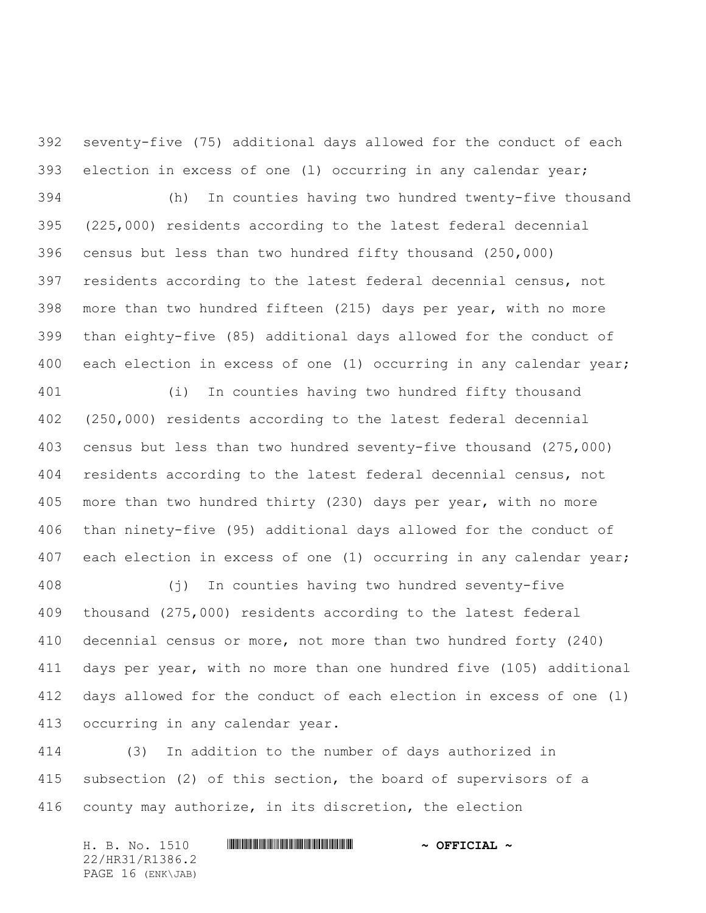seventy-five (75) additional days allowed for the conduct of each election in excess of one (l) occurring in any calendar year;

(h) In counties having two hundred twenty-five thousand (225,000) residents according to the latest federal decennial census but less than two hundred fifty thousand (250,000) residents according to the latest federal decennial census, not more than two hundred fifteen (215) days per year, with no more than eighty-five (85) additional days allowed for the conduct of each election in excess of one (1) occurring in any calendar year;

(i) In counties having two hundred fifty thousand (250,000) residents according to the latest federal decennial census but less than two hundred seventy-five thousand (275,000) residents according to the latest federal decennial census, not more than two hundred thirty (230) days per year, with no more than ninety-five (95) additional days allowed for the conduct of each election in excess of one (1) occurring in any calendar year;

(j) In counties having two hundred seventy-five thousand (275,000) residents according to the latest federal decennial census or more, not more than two hundred forty (240) days per year, with no more than one hundred five (105) additional days allowed for the conduct of each election in excess of one (l) occurring in any calendar year.

(3) In addition to the number of days authorized in subsection (2) of this section, the board of supervisors of a county may authorize, in its discretion, the election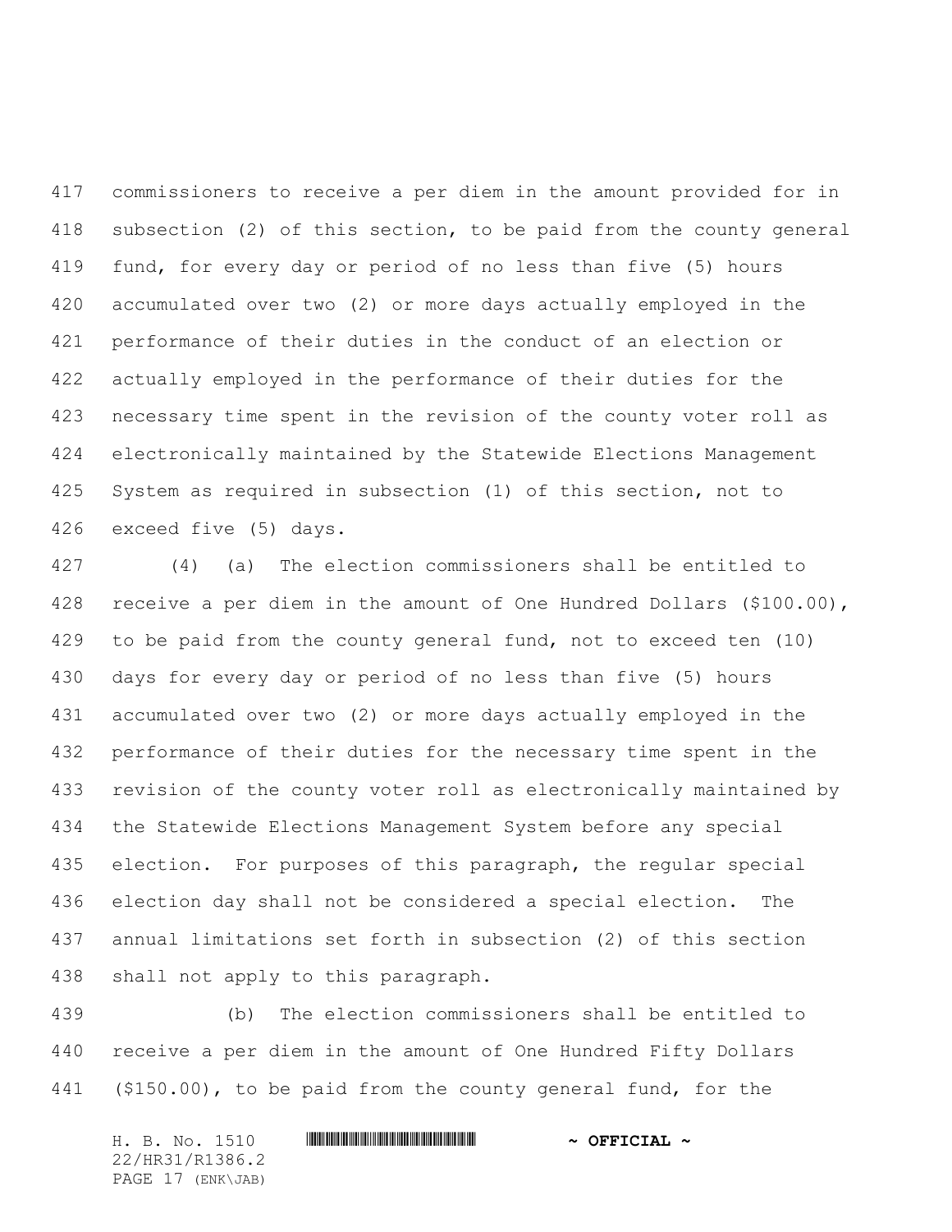commissioners to receive a per diem in the amount provided for in subsection (2) of this section, to be paid from the county general fund, for every day or period of no less than five (5) hours accumulated over two (2) or more days actually employed in the performance of their duties in the conduct of an election or actually employed in the performance of their duties for the necessary time spent in the revision of the county voter roll as electronically maintained by the Statewide Elections Management System as required in subsection (1) of this section, not to exceed five (5) days.

(4) (a) The election commissioners shall be entitled to receive a per diem in the amount of One Hundred Dollars ($100.00), to be paid from the county general fund, not to exceed ten (10) days for every day or period of no less than five (5) hours accumulated over two (2) or more days actually employed in the performance of their duties for the necessary time spent in the revision of the county voter roll as electronically maintained by the Statewide Elections Management System before any special election. For purposes of this paragraph, the regular special election day shall not be considered a special election. The annual limitations set forth in subsection (2) of this section shall not apply to this paragraph.

(b) The election commissioners shall be entitled to receive a per diem in the amount of One Hundred Fifty Dollars ($150.00), to be paid from the county general fund, for the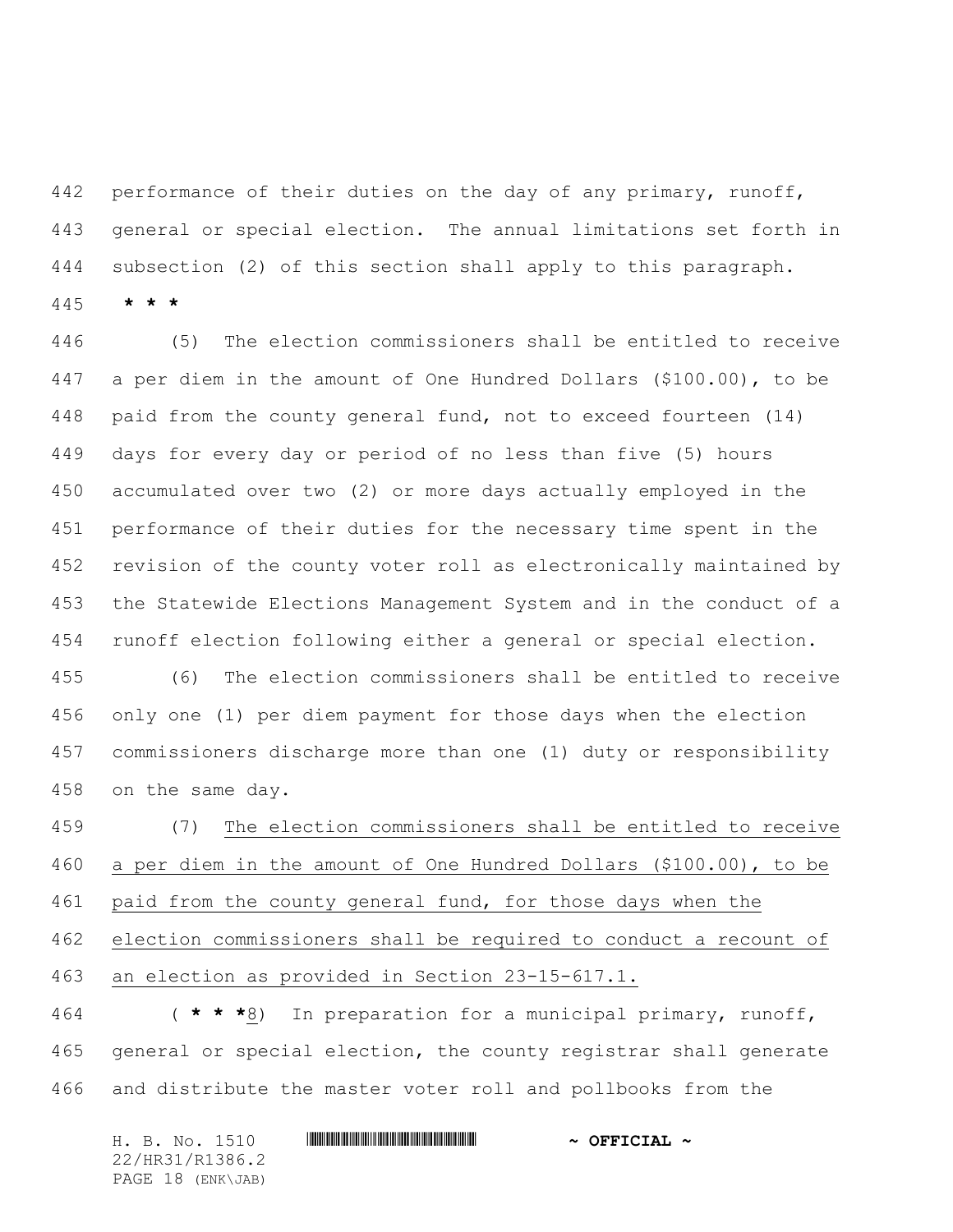performance of their duties on the day of any primary, runoff, general or special election. The annual limitations set forth in subsection (2) of this section shall apply to this paragraph.

**\* \* \***

(5) The election commissioners shall be entitled to receive a per diem in the amount of One Hundred Dollars ($100.00), to be paid from the county general fund, not to exceed fourteen (14) days for every day or period of no less than five (5) hours accumulated over two (2) or more days actually employed in the performance of their duties for the necessary time spent in the revision of the county voter roll as electronically maintained by the Statewide Elections Management System and in the conduct of a runoff election following either a general or special election.

(6) The election commissioners shall be entitled to receive only one (1) per diem payment for those days when the election commissioners discharge more than one (1) duty or responsibility on the same day.

(7) <u>The election commissioners shall be entitled to receive a per diem in the amount of One Hundred Dollars ($100.00), to be paid from the county general fund, for those days when the election commissioners shall be required to conduct a recount of an election as provided in Section 23-15-617.1.</u>

( **\* \* \***<u>8</u>) In preparation for a municipal primary, runoff, general or special election, the county registrar shall generate and distribute the master voter roll and pollbooks from the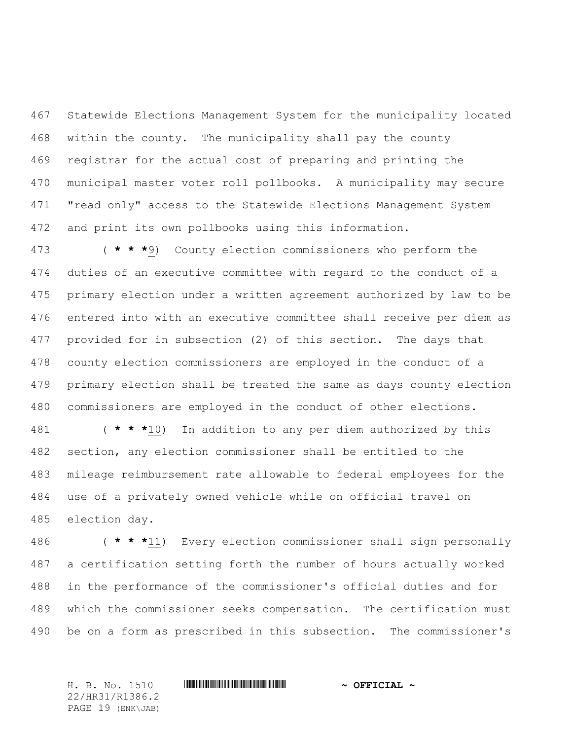Statewide Elections Management System for the municipality located within the county. The municipality shall pay the county registrar for the actual cost of preparing and printing the municipal master voter roll pollbooks. A municipality may secure "read only" access to the Statewide Elections Management System and print its own pollbooks using this information.

( *** 9) County election commissioners who perform the duties of an executive committee with regard to the conduct of a primary election under a written agreement authorized by law to be entered into with an executive committee shall receive per diem as provided for in subsection (2) of this section. The days that county election commissioners are employed in the conduct of a primary election shall be treated the same as days county election commissioners are employed in the conduct of other elections.

( *** 10) In addition to any per diem authorized by this section, any election commissioner shall be entitled to the mileage reimbursement rate allowable to federal employees for the use of a privately owned vehicle while on official travel on election day.

( *** 11) Every election commissioner shall sign personally a certification setting forth the number of hours actually worked in the performance of the commissioner's official duties and for which the commissioner seeks compensation. The certification must be on a form as prescribed in this subsection. The commissioner's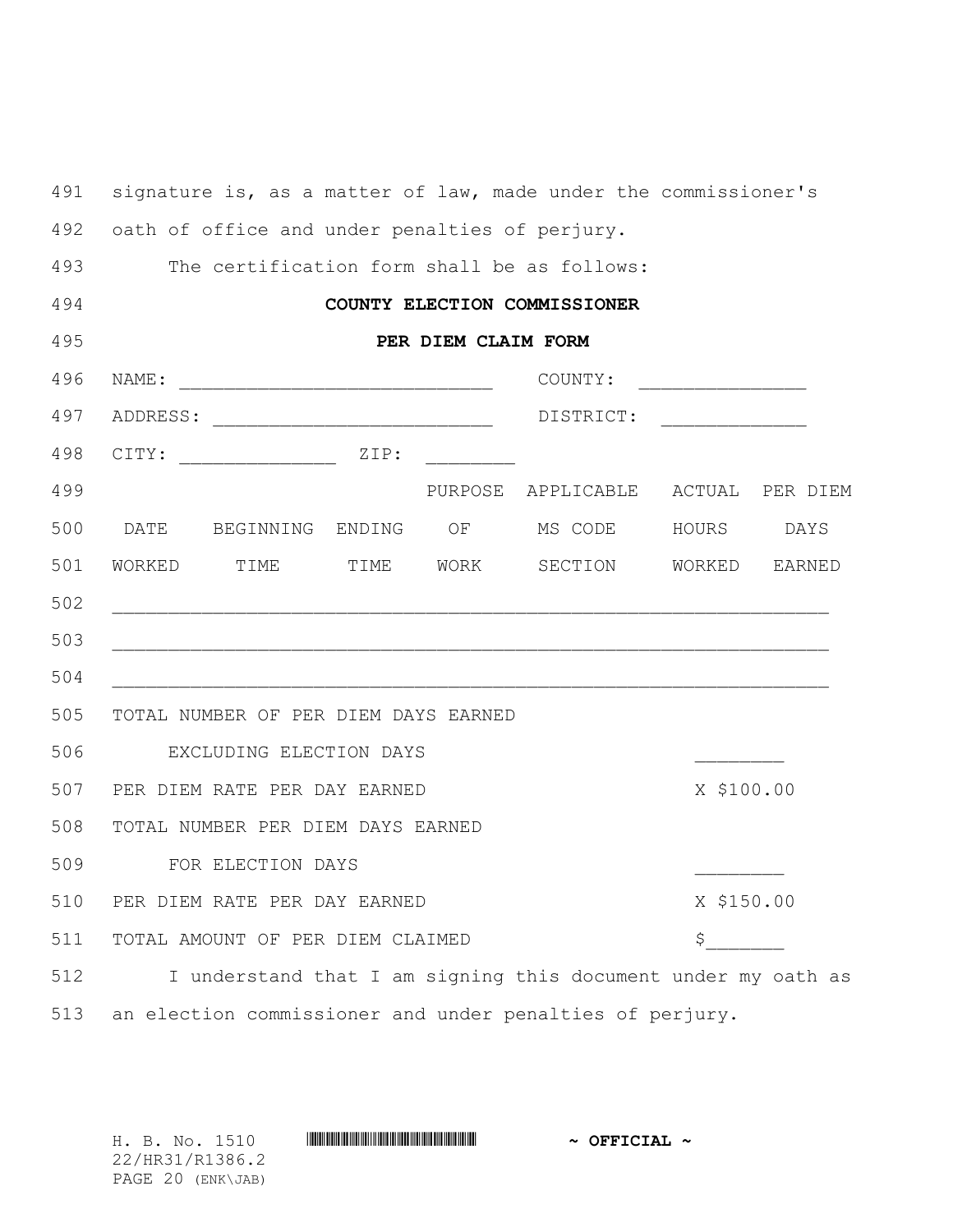signature is, as a matter of law, made under the commissioner's oath of office and under penalties of perjury.

The certification form shall be as follows:

**COUNTY ELECTION COMMISSIONER**

**PER DIEM CLAIM FORM**

NAME: ____________________________ COUNTY: _______________

ADDRESS: _________________________ DISTRICT: _____________

CITY: ______________ ZIP: ________

| DATE WORKED | BEGINNING TIME | ENDING TIME | PURPOSE OF WORK | APPLICABLE MS CODE SECTION | ACTUAL HOURS WORKED | PER DIEM DAYS EARNED |
|---|---|---|---|---|---|---|
| | | | | | | |
| | | | | | | |
| | | | | | | |

TOTAL NUMBER OF PER DIEM DAYS EARNED
EXCLUDING ELECTION DAYS ________

PER DIEM RATE PER DAY EARNED X $100.00

TOTAL NUMBER PER DIEM DAYS EARNED
FOR ELECTION DAYS ________

PER DIEM RATE PER DAY EARNED X $150.00

TOTAL AMOUNT OF PER DIEM CLAIMED $_______

I understand that I am signing this document under my oath as an election commissioner and under penalties of perjury.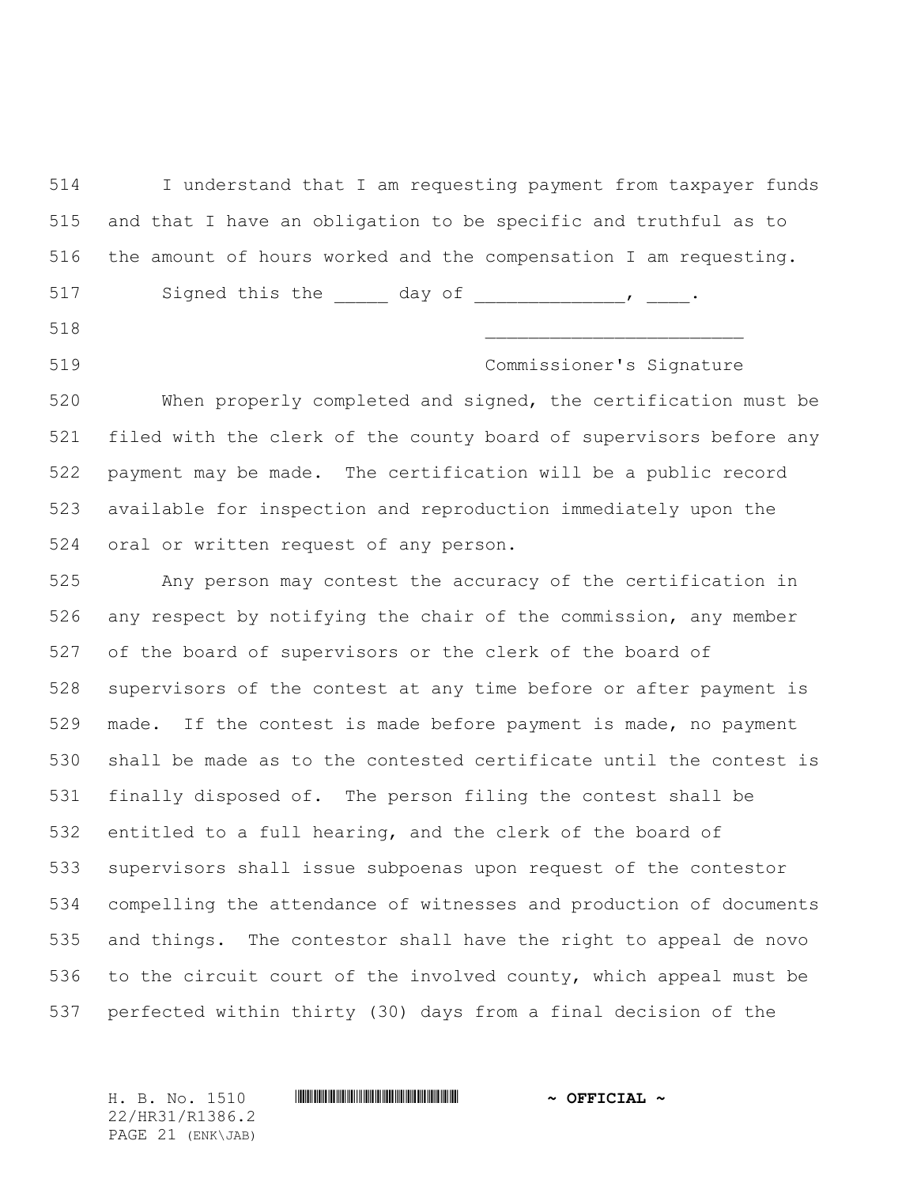I understand that I am requesting payment from taxpayer funds and that I have an obligation to be specific and truthful as to the amount of hours worked and the compensation I am requesting.

Signed this the _____ day of ______________, ____.

________________________

Commissioner's Signature

When properly completed and signed, the certification must be filed with the clerk of the county board of supervisors before any payment may be made. The certification will be a public record available for inspection and reproduction immediately upon the oral or written request of any person.

Any person may contest the accuracy of the certification in any respect by notifying the chair of the commission, any member of the board of supervisors or the clerk of the board of supervisors of the contest at any time before or after payment is made. If the contest is made before payment is made, no payment shall be made as to the contested certificate until the contest is finally disposed of. The person filing the contest shall be entitled to a full hearing, and the clerk of the board of supervisors shall issue subpoenas upon request of the contestor compelling the attendance of witnesses and production of documents and things. The contestor shall have the right to appeal de novo to the circuit court of the involved county, which appeal must be perfected within thirty (30) days from a final decision of the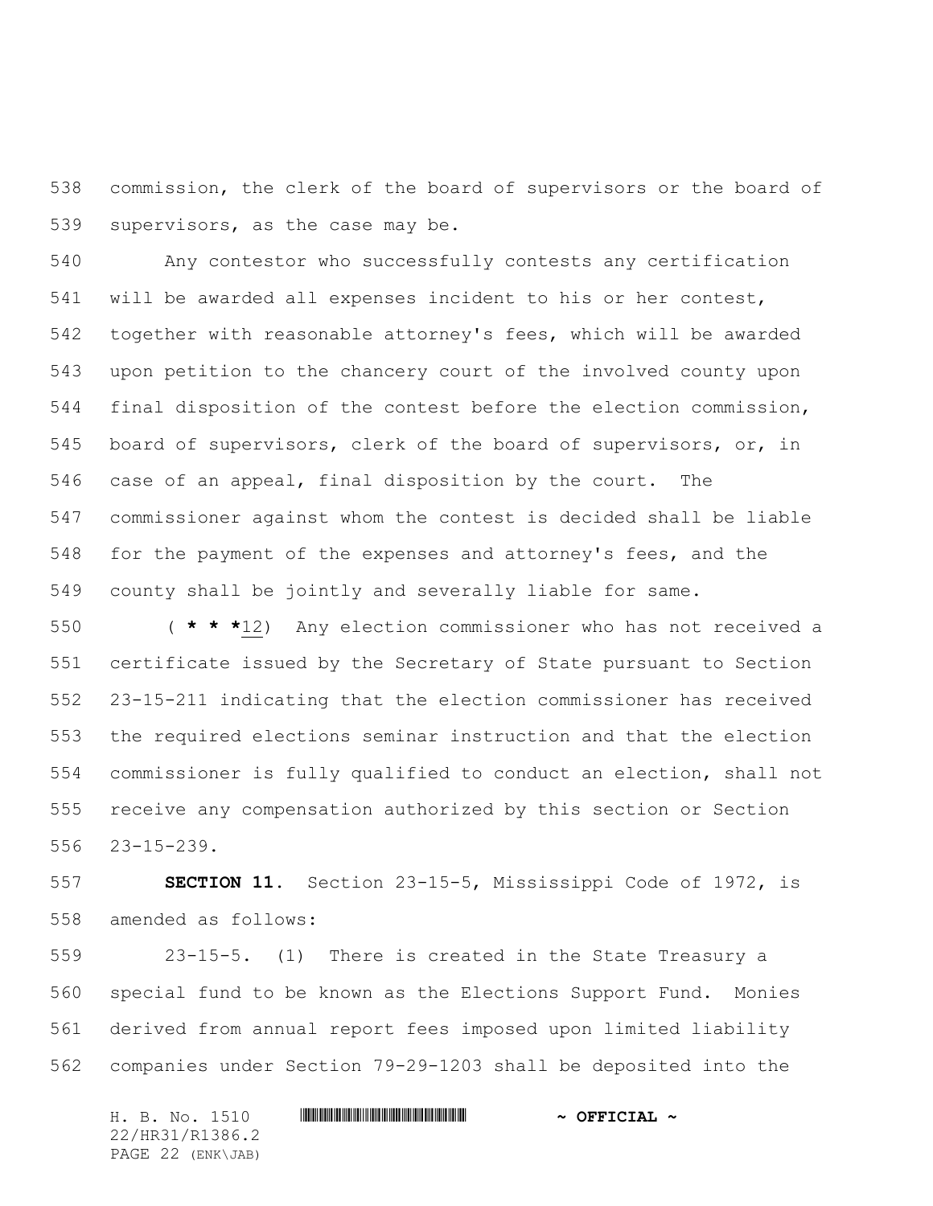commission, the clerk of the board of supervisors or the board of supervisors, as the case may be.

Any contestor who successfully contests any certification will be awarded all expenses incident to his or her contest, together with reasonable attorney's fees, which will be awarded upon petition to the chancery court of the involved county upon final disposition of the contest before the election commission, board of supervisors, clerk of the board of supervisors, or, in case of an appeal, final disposition by the court. The commissioner against whom the contest is decided shall be liable for the payment of the expenses and attorney's fees, and the county shall be jointly and severally liable for same.

( *** 12) Any election commissioner who has not received a certificate issued by the Secretary of State pursuant to Section 23-15-211 indicating that the election commissioner has received the required elections seminar instruction and that the election commissioner is fully qualified to conduct an election, shall not receive any compensation authorized by this section or Section 23-15-239.

**SECTION 11.** Section 23-15-5, Mississippi Code of 1972, is amended as follows:

23-15-5. (1) There is created in the State Treasury a special fund to be known as the Elections Support Fund. Monies derived from annual report fees imposed upon limited liability companies under Section 79-29-1203 shall be deposited into the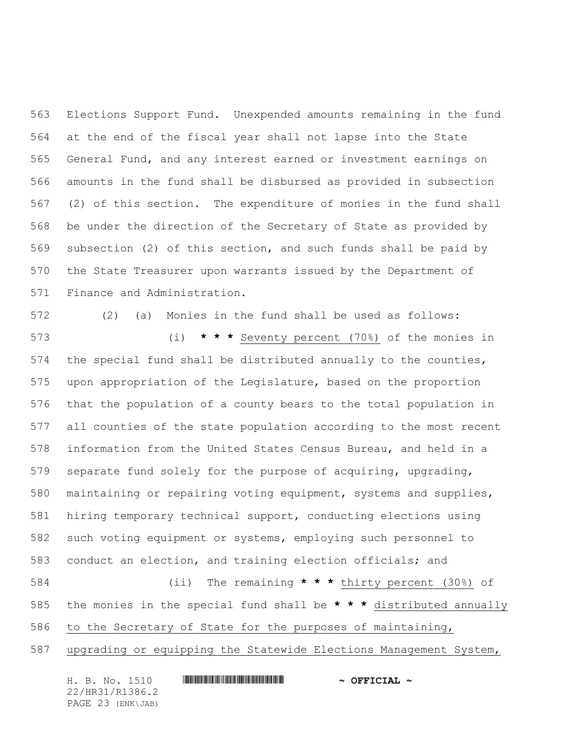Elections Support Fund. Unexpended amounts remaining in the fund at the end of the fiscal year shall not lapse into the State General Fund, and any interest earned or investment earnings on amounts in the fund shall be disbursed as provided in subsection (2) of this section. The expenditure of monies in the fund shall be under the direction of the Secretary of State as provided by subsection (2) of this section, and such funds shall be paid by the State Treasurer upon warrants issued by the Department of Finance and Administration.

(2) (a) Monies in the fund shall be used as follows:

(i) **\* \* \*** Seventy percent (70%) of the monies in the special fund shall be distributed annually to the counties, upon appropriation of the Legislature, based on the proportion that the population of a county bears to the total population in all counties of the state population according to the most recent information from the United States Census Bureau, and held in a separate fund solely for the purpose of acquiring, upgrading, maintaining or repairing voting equipment, systems and supplies, hiring temporary technical support, conducting elections using such voting equipment or systems, employing such personnel to conduct an election, and training election officials; and

(ii) The remaining **\* \* \*** thirty percent (30%) of the monies in the special fund shall be **\* \* \*** distributed annually to the Secretary of State for the purposes of maintaining, upgrading or equipping the Statewide Elections Management System,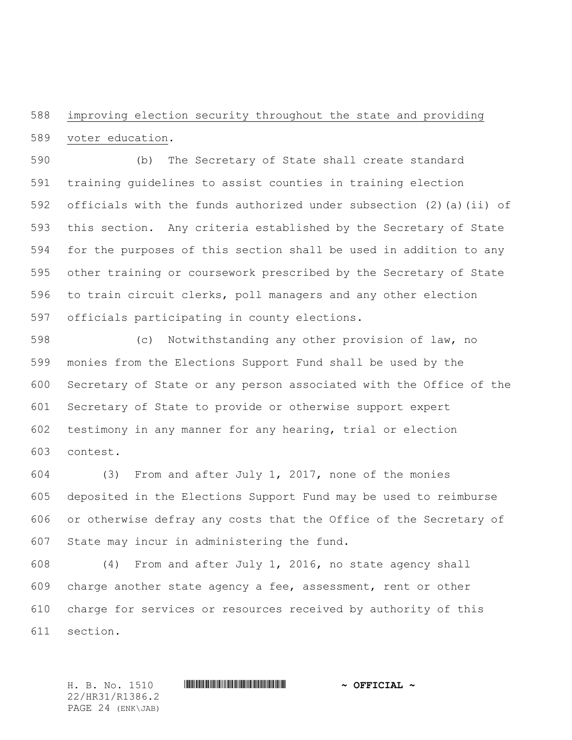improving election security throughout the state and providing voter education.

(b) The Secretary of State shall create standard training guidelines to assist counties in training election officials with the funds authorized under subsection (2)(a)(ii) of this section. Any criteria established by the Secretary of State for the purposes of this section shall be used in addition to any other training or coursework prescribed by the Secretary of State to train circuit clerks, poll managers and any other election officials participating in county elections.

(c) Notwithstanding any other provision of law, no monies from the Elections Support Fund shall be used by the Secretary of State or any person associated with the Office of the Secretary of State to provide or otherwise support expert testimony in any manner for any hearing, trial or election contest.

(3) From and after July 1, 2017, none of the monies deposited in the Elections Support Fund may be used to reimburse or otherwise defray any costs that the Office of the Secretary of State may incur in administering the fund.

(4) From and after July 1, 2016, no state agency shall charge another state agency a fee, assessment, rent or other charge for services or resources received by authority of this section.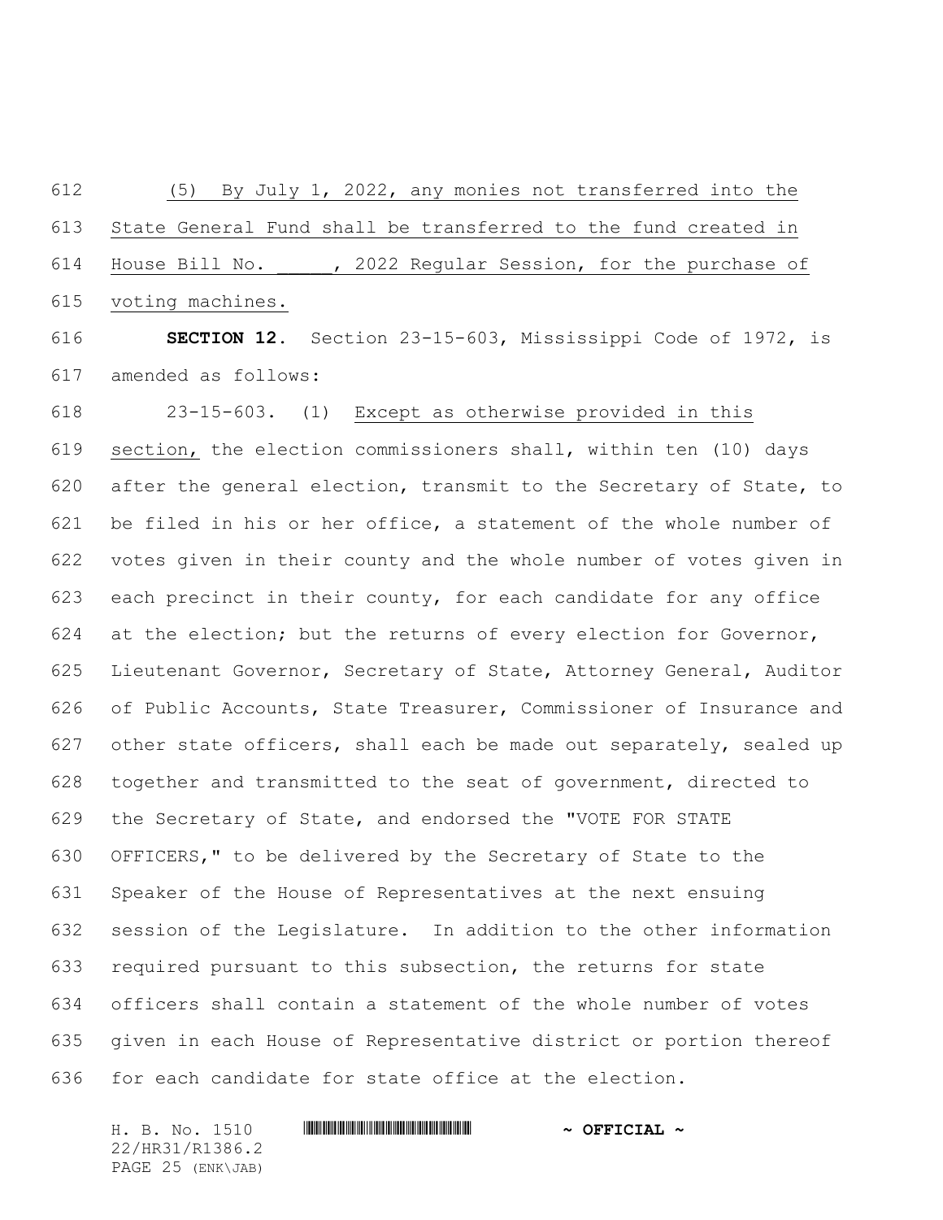(5) By July 1, 2022, any monies not transferred into the State General Fund shall be transferred to the fund created in House Bill No. _____, 2022 Regular Session, for the purchase of voting machines.

**SECTION 12.** Section 23-15-603, Mississippi Code of 1972, is amended as follows:

23-15-603. (1) Except as otherwise provided in this section, the election commissioners shall, within ten (10) days after the general election, transmit to the Secretary of State, to be filed in his or her office, a statement of the whole number of votes given in their county and the whole number of votes given in each precinct in their county, for each candidate for any office at the election; but the returns of every election for Governor, Lieutenant Governor, Secretary of State, Attorney General, Auditor of Public Accounts, State Treasurer, Commissioner of Insurance and other state officers, shall each be made out separately, sealed up together and transmitted to the seat of government, directed to the Secretary of State, and endorsed the "VOTE FOR STATE OFFICERS," to be delivered by the Secretary of State to the Speaker of the House of Representatives at the next ensuing session of the Legislature. In addition to the other information required pursuant to this subsection, the returns for state officers shall contain a statement of the whole number of votes given in each House of Representative district or portion thereof for each candidate for state office at the election.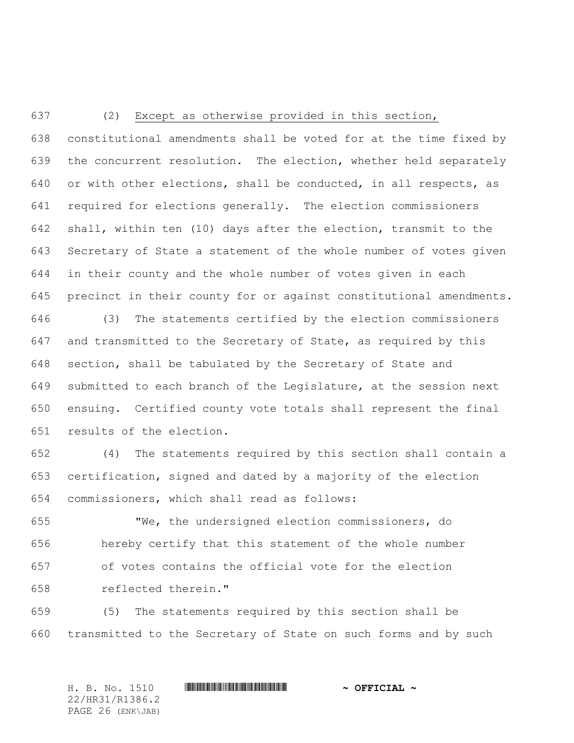(2) Except as otherwise provided in this section, constitutional amendments shall be voted for at the time fixed by the concurrent resolution. The election, whether held separately or with other elections, shall be conducted, in all respects, as required for elections generally. The election commissioners shall, within ten (10) days after the election, transmit to the Secretary of State a statement of the whole number of votes given in their county and the whole number of votes given in each precinct in their county for or against constitutional amendments.

(3) The statements certified by the election commissioners and transmitted to the Secretary of State, as required by this section, shall be tabulated by the Secretary of State and submitted to each branch of the Legislature, at the session next ensuing. Certified county vote totals shall represent the final results of the election.

(4) The statements required by this section shall contain a certification, signed and dated by a majority of the election commissioners, which shall read as follows:

"We, the undersigned election commissioners, do hereby certify that this statement of the whole number of votes contains the official vote for the election reflected therein."

(5) The statements required by this section shall be transmitted to the Secretary of State on such forms and by such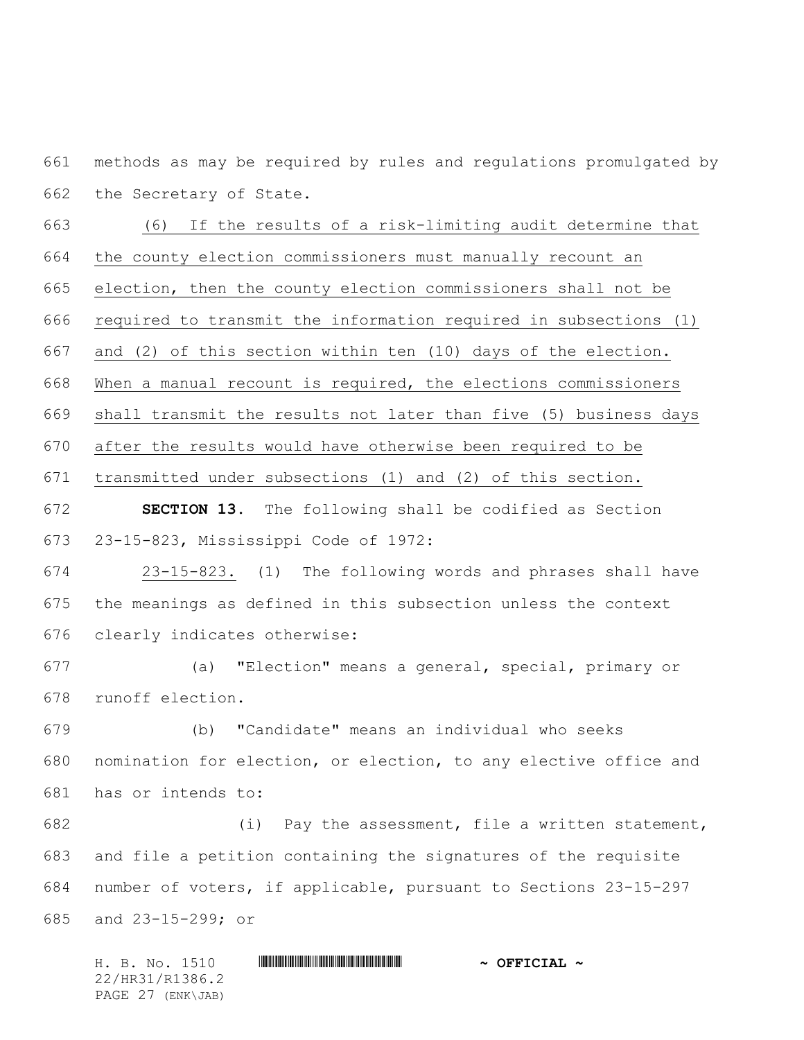methods as may be required by rules and regulations promulgated by the Secretary of State.

(6) If the results of a risk-limiting audit determine that the county election commissioners must manually recount an election, then the county election commissioners shall not be required to transmit the information required in subsections (1) and (2) of this section within ten (10) days of the election. When a manual recount is required, the elections commissioners shall transmit the results not later than five (5) business days after the results would have otherwise been required to be transmitted under subsections (1) and (2) of this section.

**SECTION 13.** The following shall be codified as Section 23-15-823, Mississippi Code of 1972:

23-15-823. (1) The following words and phrases shall have the meanings as defined in this subsection unless the context clearly indicates otherwise:

(a) "Election" means a general, special, primary or runoff election.

(b) "Candidate" means an individual who seeks nomination for election, or election, to any elective office and has or intends to:

(i) Pay the assessment, file a written statement, and file a petition containing the signatures of the requisite number of voters, if applicable, pursuant to Sections 23-15-297 and 23-15-299; or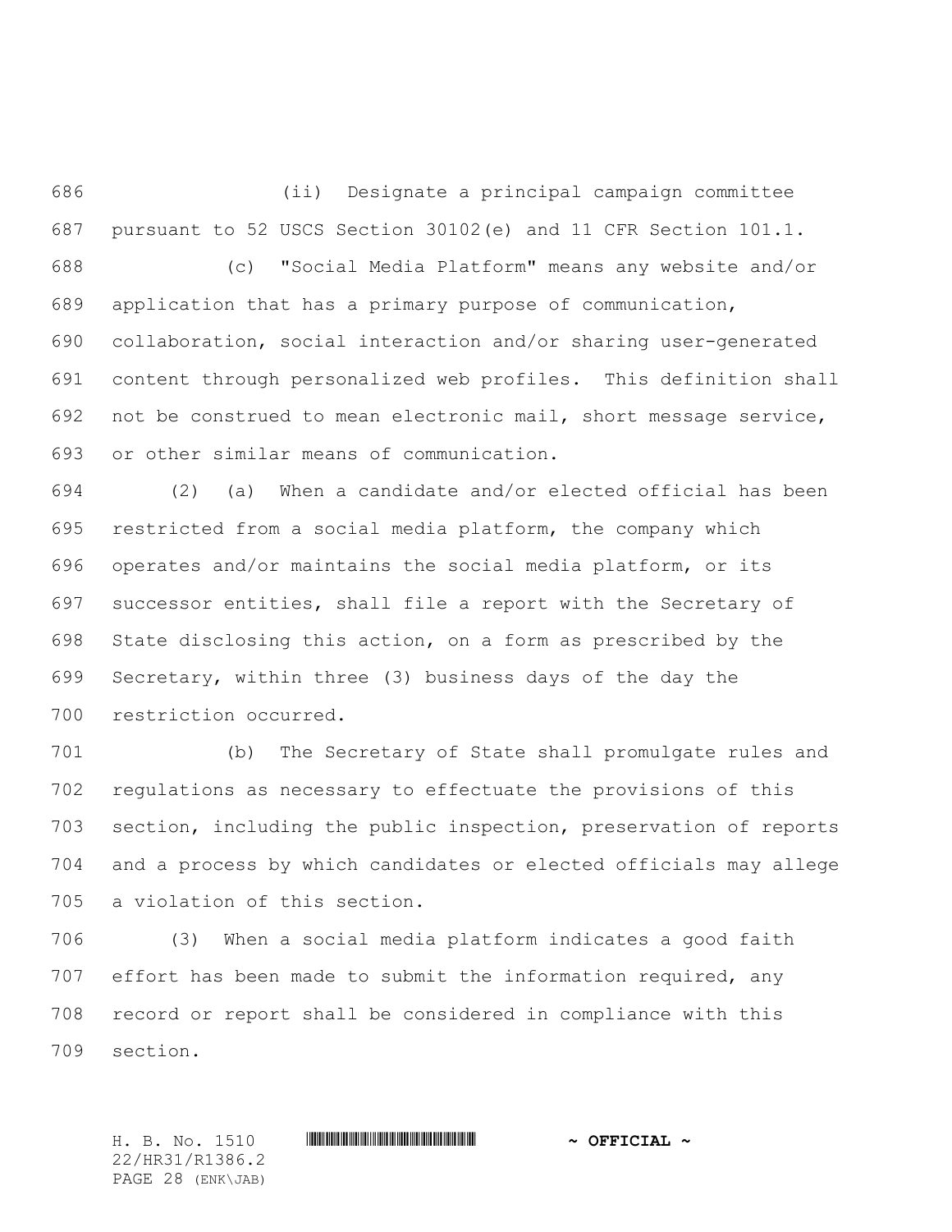(ii) Designate a principal campaign committee pursuant to 52 USCS Section 30102(e) and 11 CFR Section 101.1.

(c) "Social Media Platform" means any website and/or application that has a primary purpose of communication, collaboration, social interaction and/or sharing user-generated content through personalized web profiles. This definition shall not be construed to mean electronic mail, short message service, or other similar means of communication.

(2) (a) When a candidate and/or elected official has been restricted from a social media platform, the company which operates and/or maintains the social media platform, or its successor entities, shall file a report with the Secretary of State disclosing this action, on a form as prescribed by the Secretary, within three (3) business days of the day the restriction occurred.

(b) The Secretary of State shall promulgate rules and regulations as necessary to effectuate the provisions of this section, including the public inspection, preservation of reports and a process by which candidates or elected officials may allege a violation of this section.

(3) When a social media platform indicates a good faith effort has been made to submit the information required, any record or report shall be considered in compliance with this section.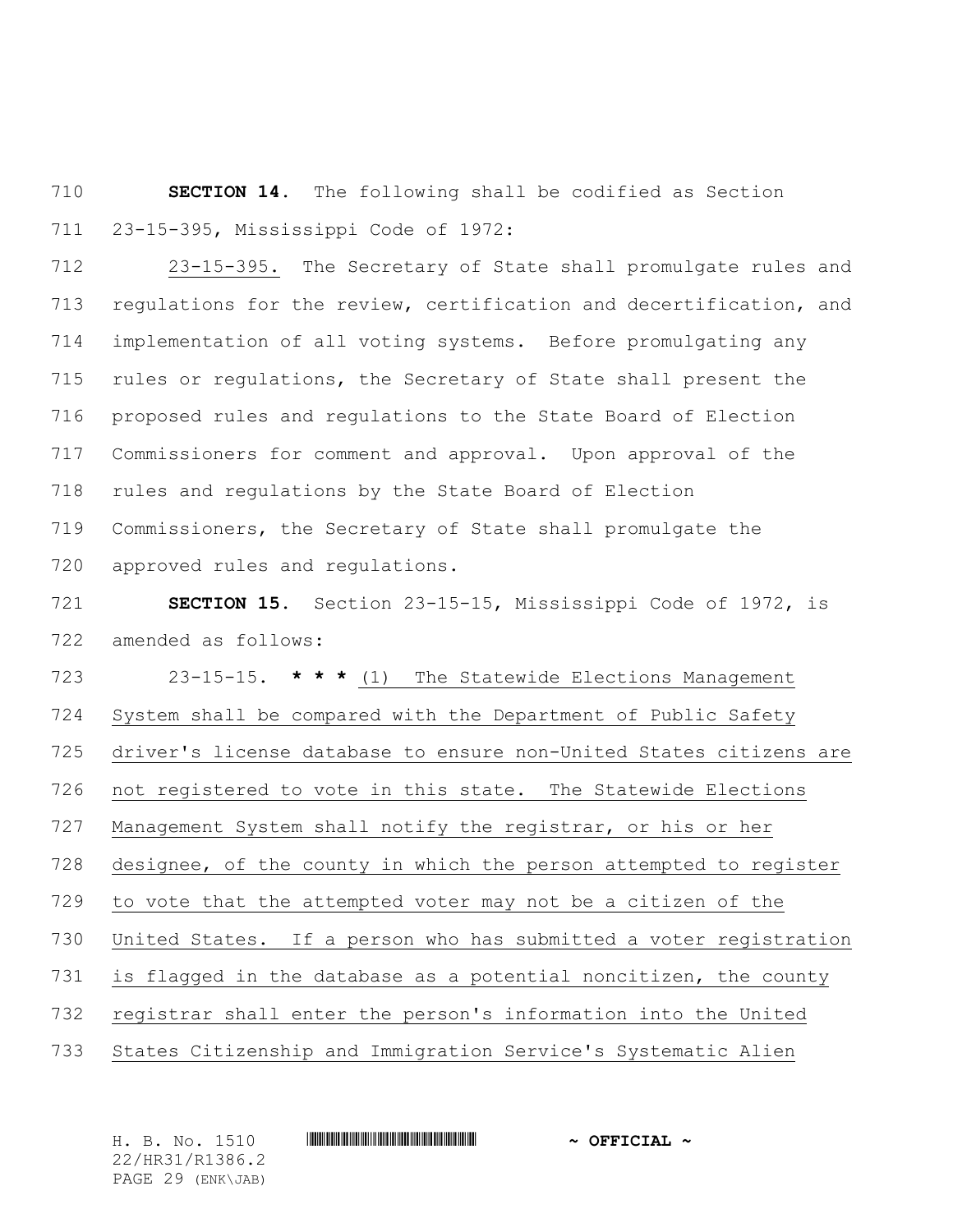**SECTION 14.** The following shall be codified as Section 23-15-395, Mississippi Code of 1972:

<u>23-15-395.</u> The Secretary of State shall promulgate rules and regulations for the review, certification and decertification, and implementation of all voting systems. Before promulgating any rules or regulations, the Secretary of State shall present the proposed rules and regulations to the State Board of Election Commissioners for comment and approval. Upon approval of the rules and regulations by the State Board of Election Commissioners, the Secretary of State shall promulgate the approved rules and regulations.

**SECTION 15.** Section 23-15-15, Mississippi Code of 1972, is amended as follows:

23-15-15. *** <u>(1) The Statewide Elections Management System shall be compared with the Department of Public Safety driver's license database to ensure non-United States citizens are not registered to vote in this state. The Statewide Elections Management System shall notify the registrar, or his or her designee, of the county in which the person attempted to register to vote that the attempted voter may not be a citizen of the United States. If a person who has submitted a voter registration is flagged in the database as a potential noncitizen, the county registrar shall enter the person's information into the United States Citizenship and Immigration Service's Systematic Alien</u>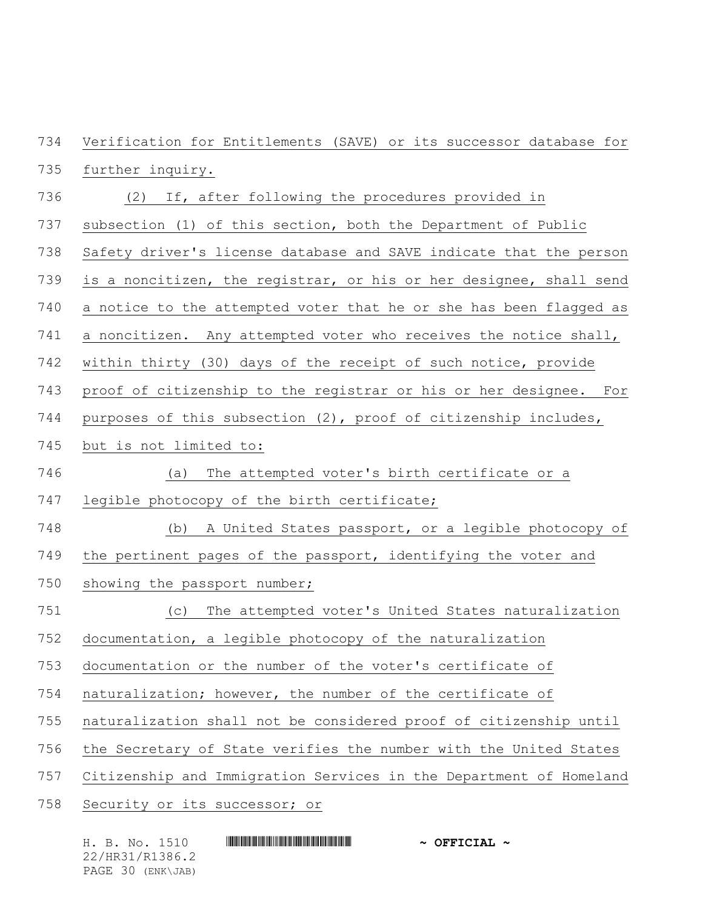Verification for Entitlements (SAVE) or its successor database for further inquiry.

(2) If, after following the procedures provided in subsection (1) of this section, both the Department of Public Safety driver's license database and SAVE indicate that the person is a noncitizen, the registrar, or his or her designee, shall send a notice to the attempted voter that he or she has been flagged as a noncitizen. Any attempted voter who receives the notice shall, within thirty (30) days of the receipt of such notice, provide proof of citizenship to the registrar or his or her designee. For purposes of this subsection (2), proof of citizenship includes, but is not limited to:

(a) The attempted voter's birth certificate or a legible photocopy of the birth certificate;

(b) A United States passport, or a legible photocopy of the pertinent pages of the passport, identifying the voter and showing the passport number;

(c) The attempted voter's United States naturalization documentation, a legible photocopy of the naturalization documentation or the number of the voter's certificate of naturalization; however, the number of the certificate of naturalization shall not be considered proof of citizenship until the Secretary of State verifies the number with the United States Citizenship and Immigration Services in the Department of Homeland Security or its successor; or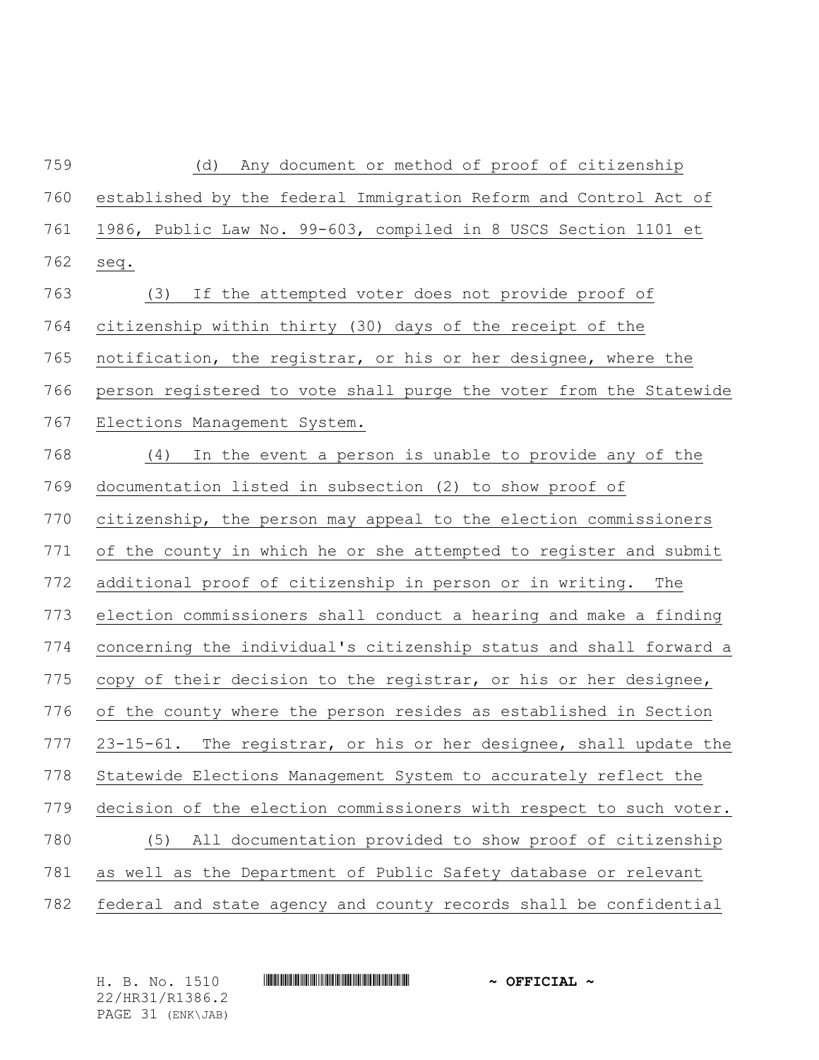(d) Any document or method of proof of citizenship established by the federal Immigration Reform and Control Act of 1986, Public Law No. 99-603, compiled in 8 USCS Section 1101 et seq.

(3) If the attempted voter does not provide proof of citizenship within thirty (30) days of the receipt of the notification, the registrar, or his or her designee, where the person registered to vote shall purge the voter from the Statewide Elections Management System.

(4) In the event a person is unable to provide any of the documentation listed in subsection (2) to show proof of citizenship, the person may appeal to the election commissioners of the county in which he or she attempted to register and submit additional proof of citizenship in person or in writing. The election commissioners shall conduct a hearing and make a finding concerning the individual's citizenship status and shall forward a copy of their decision to the registrar, or his or her designee, of the county where the person resides as established in Section 23-15-61. The registrar, or his or her designee, shall update the Statewide Elections Management System to accurately reflect the decision of the election commissioners with respect to such voter.

(5) All documentation provided to show proof of citizenship as well as the Department of Public Safety database or relevant federal and state agency and county records shall be confidential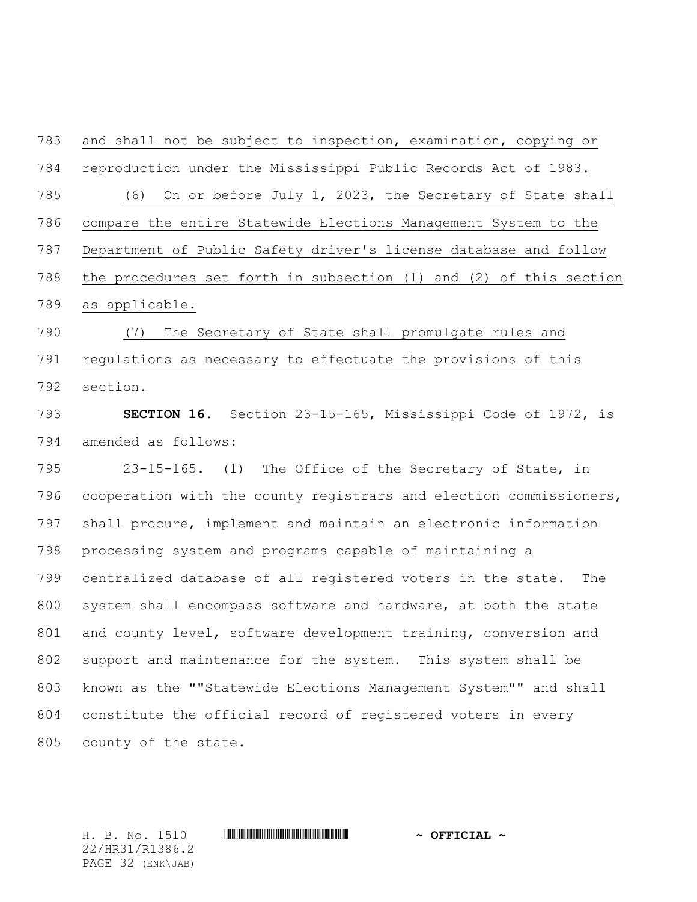and shall not be subject to inspection, examination, copying or reproduction under the Mississippi Public Records Act of 1983.

(6) On or before July 1, 2023, the Secretary of State shall compare the entire Statewide Elections Management System to the Department of Public Safety driver's license database and follow the procedures set forth in subsection (1) and (2) of this section as applicable.

(7) The Secretary of State shall promulgate rules and regulations as necessary to effectuate the provisions of this section.

**SECTION 16.** Section 23-15-165, Mississippi Code of 1972, is amended as follows:

23-15-165. (1) The Office of the Secretary of State, in cooperation with the county registrars and election commissioners, shall procure, implement and maintain an electronic information processing system and programs capable of maintaining a centralized database of all registered voters in the state. The system shall encompass software and hardware, at both the state and county level, software development training, conversion and support and maintenance for the system. This system shall be known as the ""Statewide Elections Management System"" and shall constitute the official record of registered voters in every county of the state.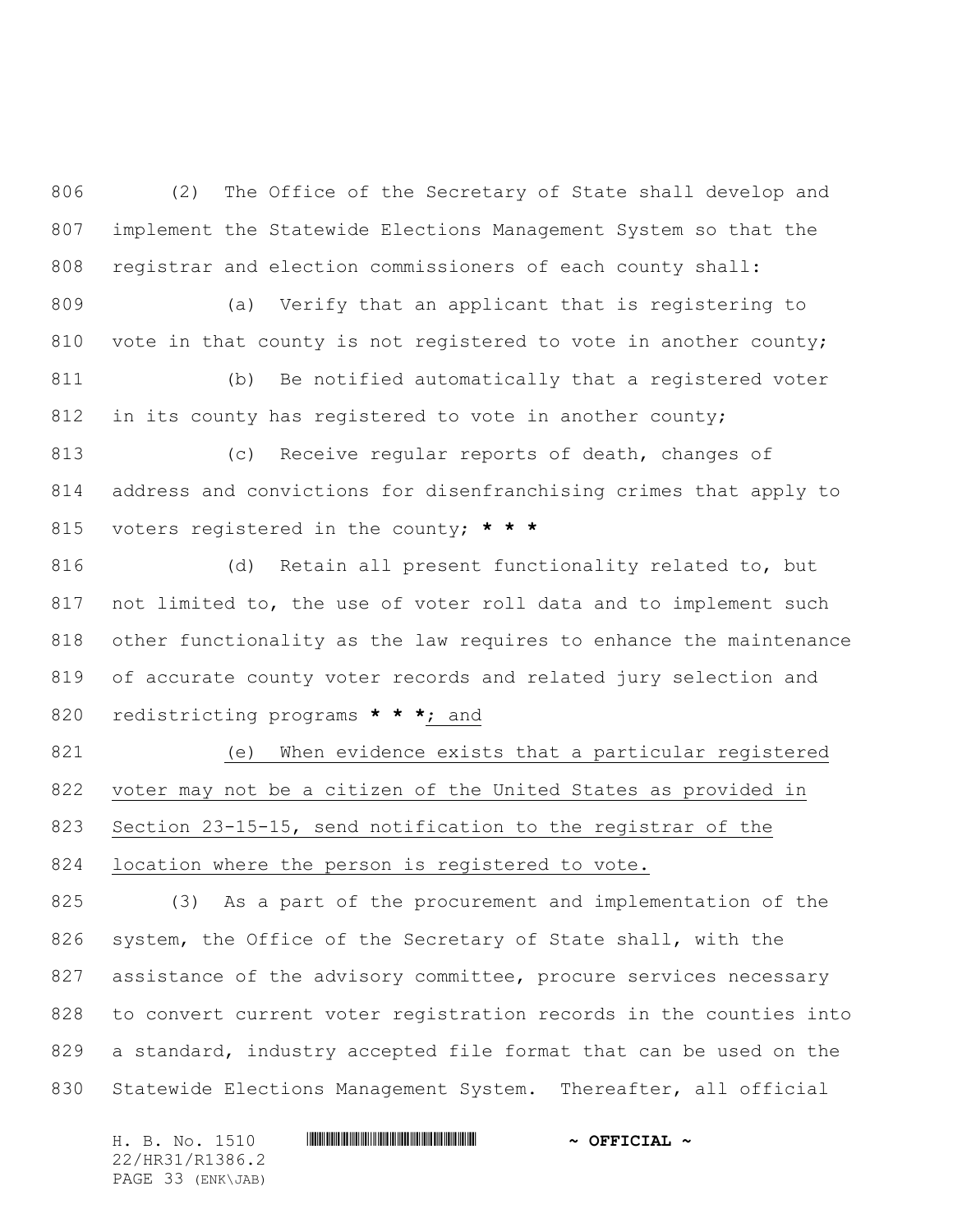(2) The Office of the Secretary of State shall develop and implement the Statewide Elections Management System so that the registrar and election commissioners of each county shall:

(a) Verify that an applicant that is registering to vote in that county is not registered to vote in another county;

(b) Be notified automatically that a registered voter in its county has registered to vote in another county;

(c) Receive regular reports of death, changes of address and convictions for disenfranchising crimes that apply to voters registered in the county; *** * ***

(d) Retain all present functionality related to, but not limited to, the use of voter roll data and to implement such other functionality as the law requires to enhance the maintenance of accurate county voter records and related jury selection and redistricting programs *** * ***<u>; and</u>

<u>(e) When evidence exists that a particular registered voter may not be a citizen of the United States as provided in Section 23-15-15, send notification to the registrar of the location where the person is registered to vote.</u>

(3) As a part of the procurement and implementation of the system, the Office of the Secretary of State shall, with the assistance of the advisory committee, procure services necessary to convert current voter registration records in the counties into a standard, industry accepted file format that can be used on the Statewide Elections Management System. Thereafter, all official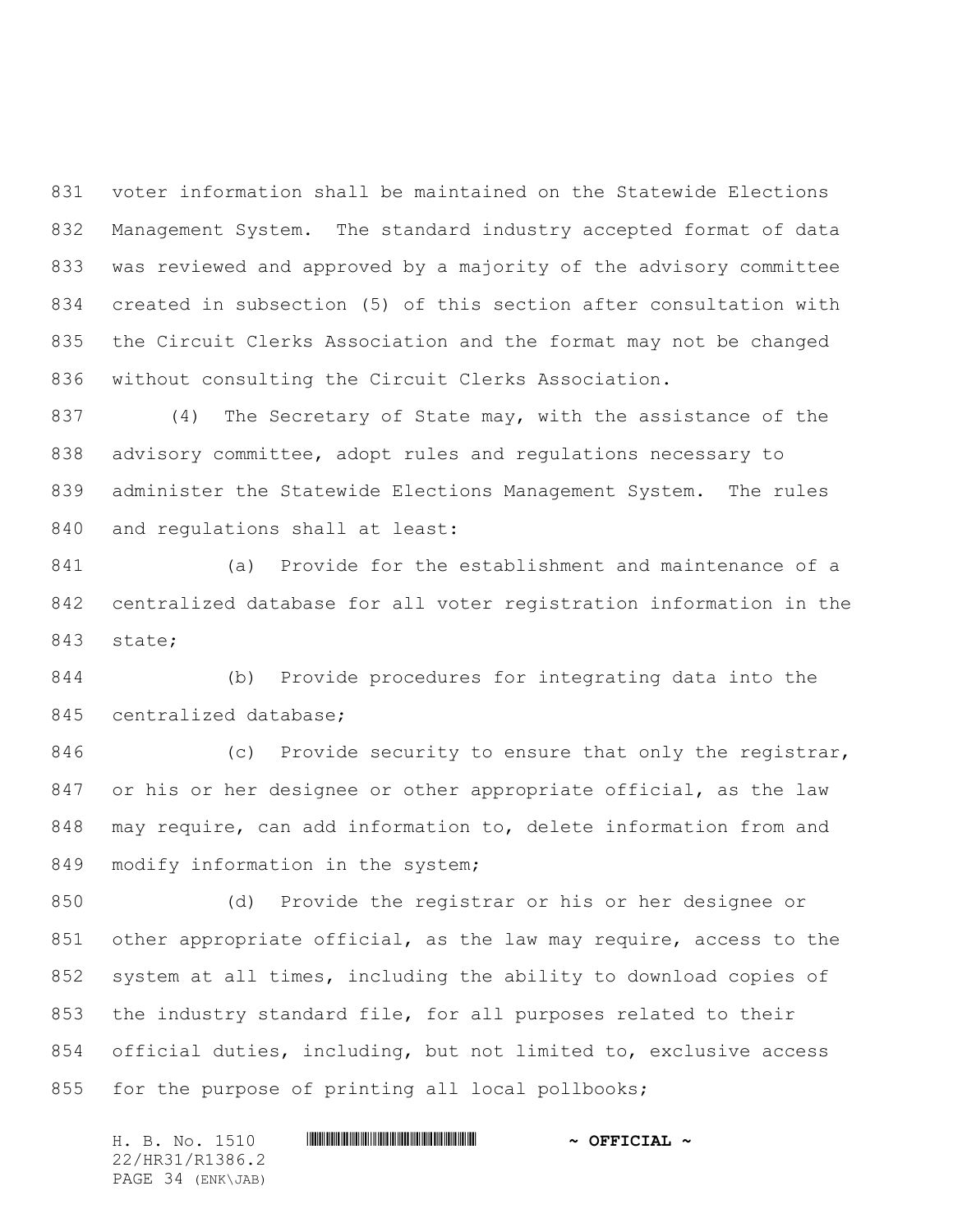voter information shall be maintained on the Statewide Elections Management System. The standard industry accepted format of data was reviewed and approved by a majority of the advisory committee created in subsection (5) of this section after consultation with the Circuit Clerks Association and the format may not be changed without consulting the Circuit Clerks Association.

(4) The Secretary of State may, with the assistance of the advisory committee, adopt rules and regulations necessary to administer the Statewide Elections Management System. The rules and regulations shall at least:

(a) Provide for the establishment and maintenance of a centralized database for all voter registration information in the state;

(b) Provide procedures for integrating data into the centralized database;

(c) Provide security to ensure that only the registrar, or his or her designee or other appropriate official, as the law may require, can add information to, delete information from and modify information in the system;

(d) Provide the registrar or his or her designee or other appropriate official, as the law may require, access to the system at all times, including the ability to download copies of the industry standard file, for all purposes related to their official duties, including, but not limited to, exclusive access for the purpose of printing all local pollbooks;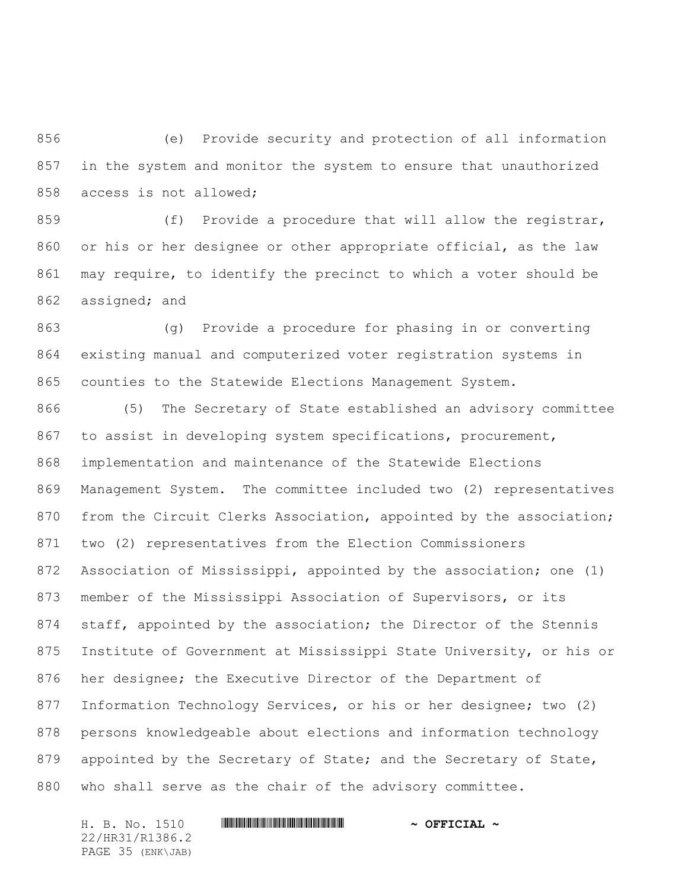(e) Provide security and protection of all information in the system and monitor the system to ensure that unauthorized access is not allowed;

(f) Provide a procedure that will allow the registrar, or his or her designee or other appropriate official, as the law may require, to identify the precinct to which a voter should be assigned; and

(g) Provide a procedure for phasing in or converting existing manual and computerized voter registration systems in counties to the Statewide Elections Management System.

(5) The Secretary of State established an advisory committee to assist in developing system specifications, procurement, implementation and maintenance of the Statewide Elections Management System. The committee included two (2) representatives from the Circuit Clerks Association, appointed by the association; two (2) representatives from the Election Commissioners Association of Mississippi, appointed by the association; one (1) member of the Mississippi Association of Supervisors, or its staff, appointed by the association; the Director of the Stennis Institute of Government at Mississippi State University, or his or her designee; the Executive Director of the Department of Information Technology Services, or his or her designee; two (2) persons knowledgeable about elections and information technology appointed by the Secretary of State; and the Secretary of State, who shall serve as the chair of the advisory committee.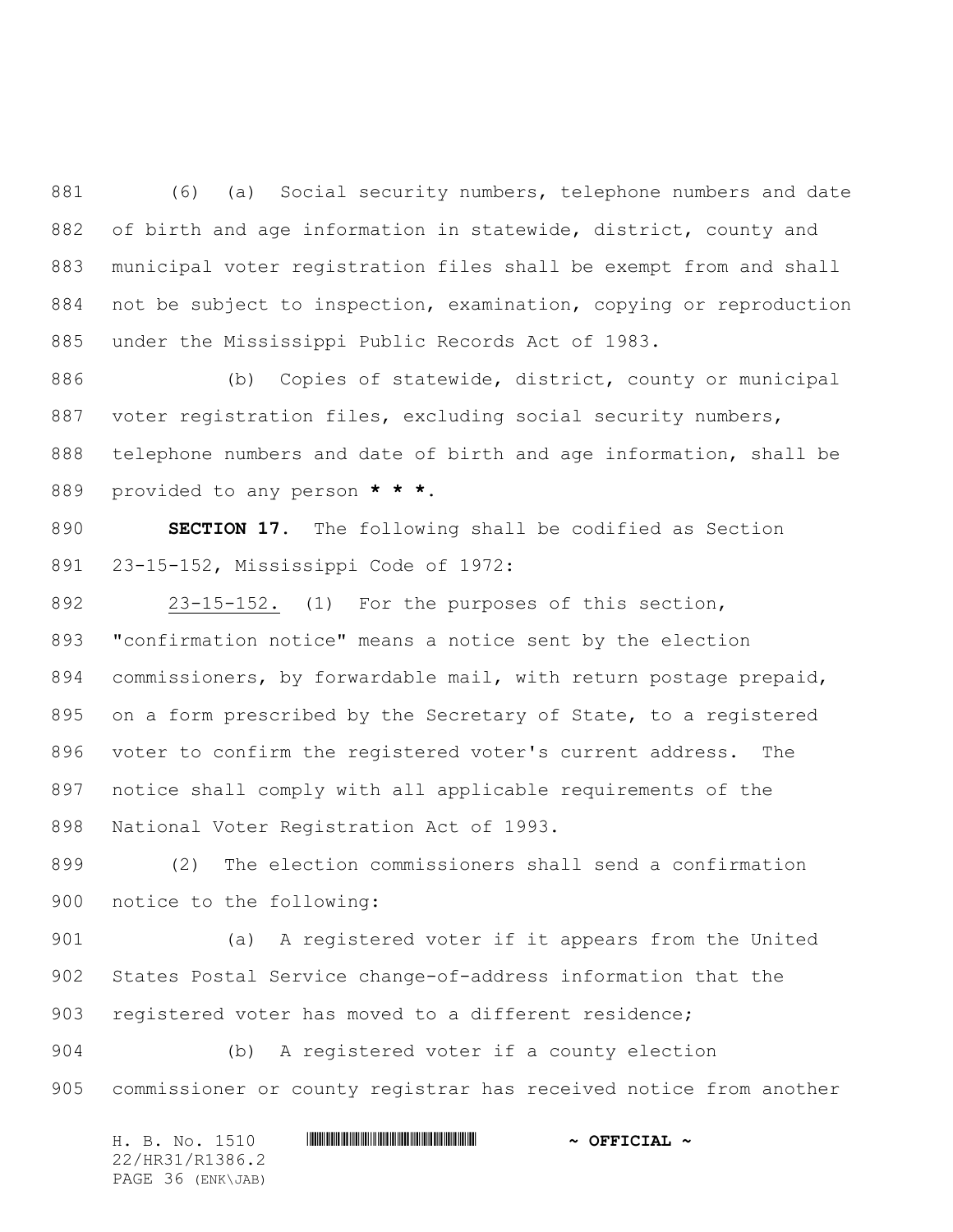(6) (a) Social security numbers, telephone numbers and date of birth and age information in statewide, district, county and municipal voter registration files shall be exempt from and shall not be subject to inspection, examination, copying or reproduction under the Mississippi Public Records Act of 1983.

(b) Copies of statewide, district, county or municipal voter registration files, excluding social security numbers, telephone numbers and date of birth and age information, shall be provided to any person *** * ***.

**SECTION 17.** The following shall be codified as Section 23-15-152, Mississippi Code of 1972:

23-15-152. (1) For the purposes of this section, "confirmation notice" means a notice sent by the election commissioners, by forwardable mail, with return postage prepaid, on a form prescribed by the Secretary of State, to a registered voter to confirm the registered voter's current address. The notice shall comply with all applicable requirements of the National Voter Registration Act of 1993.

(2) The election commissioners shall send a confirmation notice to the following:

(a) A registered voter if it appears from the United States Postal Service change-of-address information that the registered voter has moved to a different residence;

(b) A registered voter if a county election commissioner or county registrar has received notice from another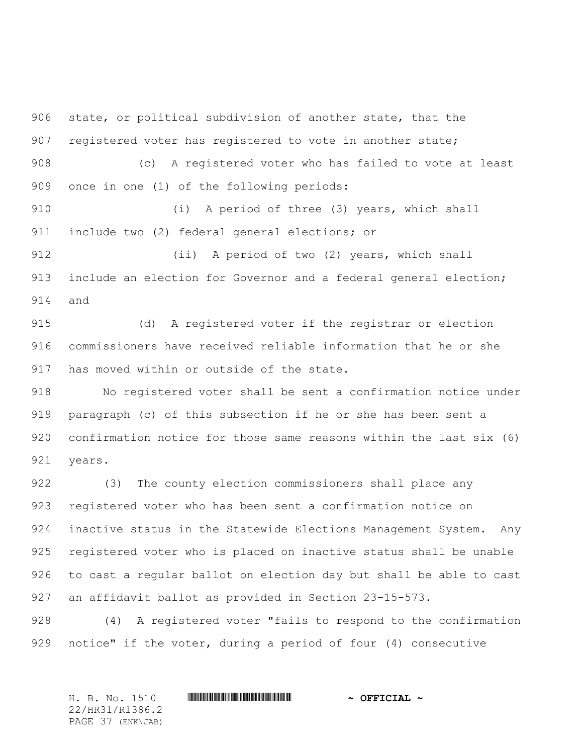state, or political subdivision of another state, that the registered voter has registered to vote in another state;

(c) A registered voter who has failed to vote at least once in one (1) of the following periods:

(i) A period of three (3) years, which shall include two (2) federal general elections; or

(ii) A period of two (2) years, which shall include an election for Governor and a federal general election; and

(d) A registered voter if the registrar or election commissioners have received reliable information that he or she has moved within or outside of the state.

No registered voter shall be sent a confirmation notice under paragraph (c) of this subsection if he or she has been sent a confirmation notice for those same reasons within the last six (6) years.

(3) The county election commissioners shall place any registered voter who has been sent a confirmation notice on inactive status in the Statewide Elections Management System. Any registered voter who is placed on inactive status shall be unable to cast a regular ballot on election day but shall be able to cast an affidavit ballot as provided in Section 23-15-573.

(4) A registered voter "fails to respond to the confirmation notice" if the voter, during a period of four (4) consecutive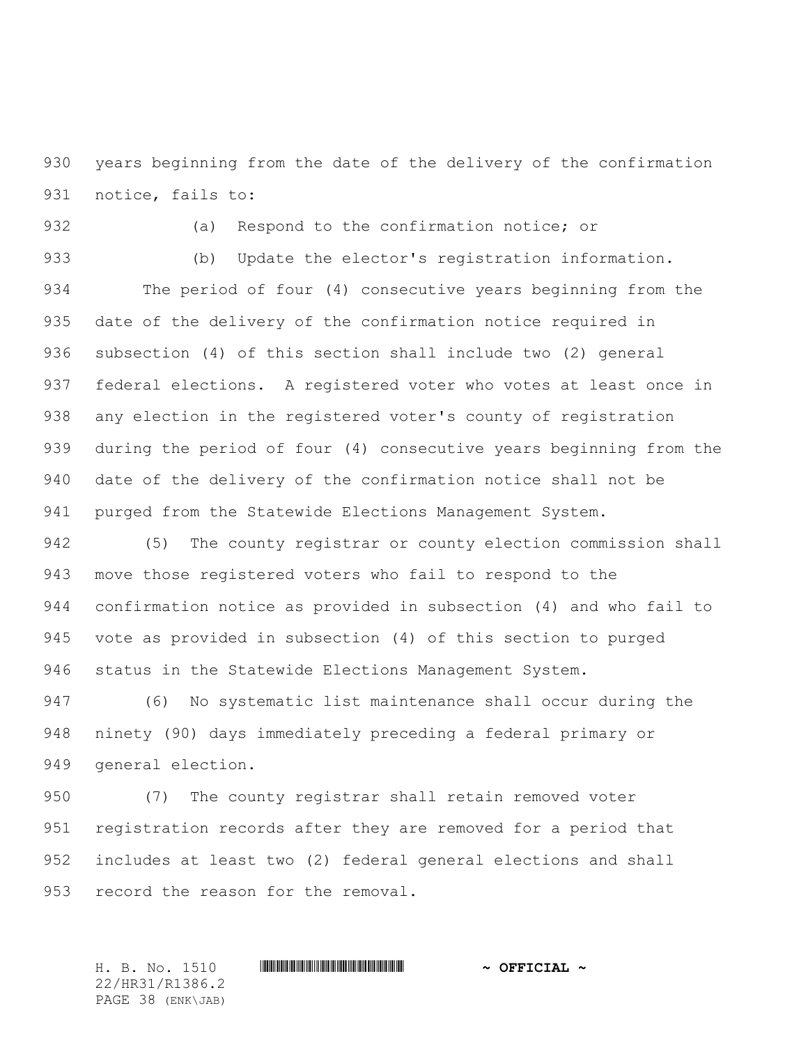years beginning from the date of the delivery of the confirmation notice, fails to:

(a) Respond to the confirmation notice; or

(b) Update the elector's registration information.

The period of four (4) consecutive years beginning from the date of the delivery of the confirmation notice required in subsection (4) of this section shall include two (2) general federal elections. A registered voter who votes at least once in any election in the registered voter's county of registration during the period of four (4) consecutive years beginning from the date of the delivery of the confirmation notice shall not be purged from the Statewide Elections Management System.

(5) The county registrar or county election commission shall move those registered voters who fail to respond to the confirmation notice as provided in subsection (4) and who fail to vote as provided in subsection (4) of this section to purged status in the Statewide Elections Management System.

(6) No systematic list maintenance shall occur during the ninety (90) days immediately preceding a federal primary or general election.

(7) The county registrar shall retain removed voter registration records after they are removed for a period that includes at least two (2) federal general elections and shall record the reason for the removal.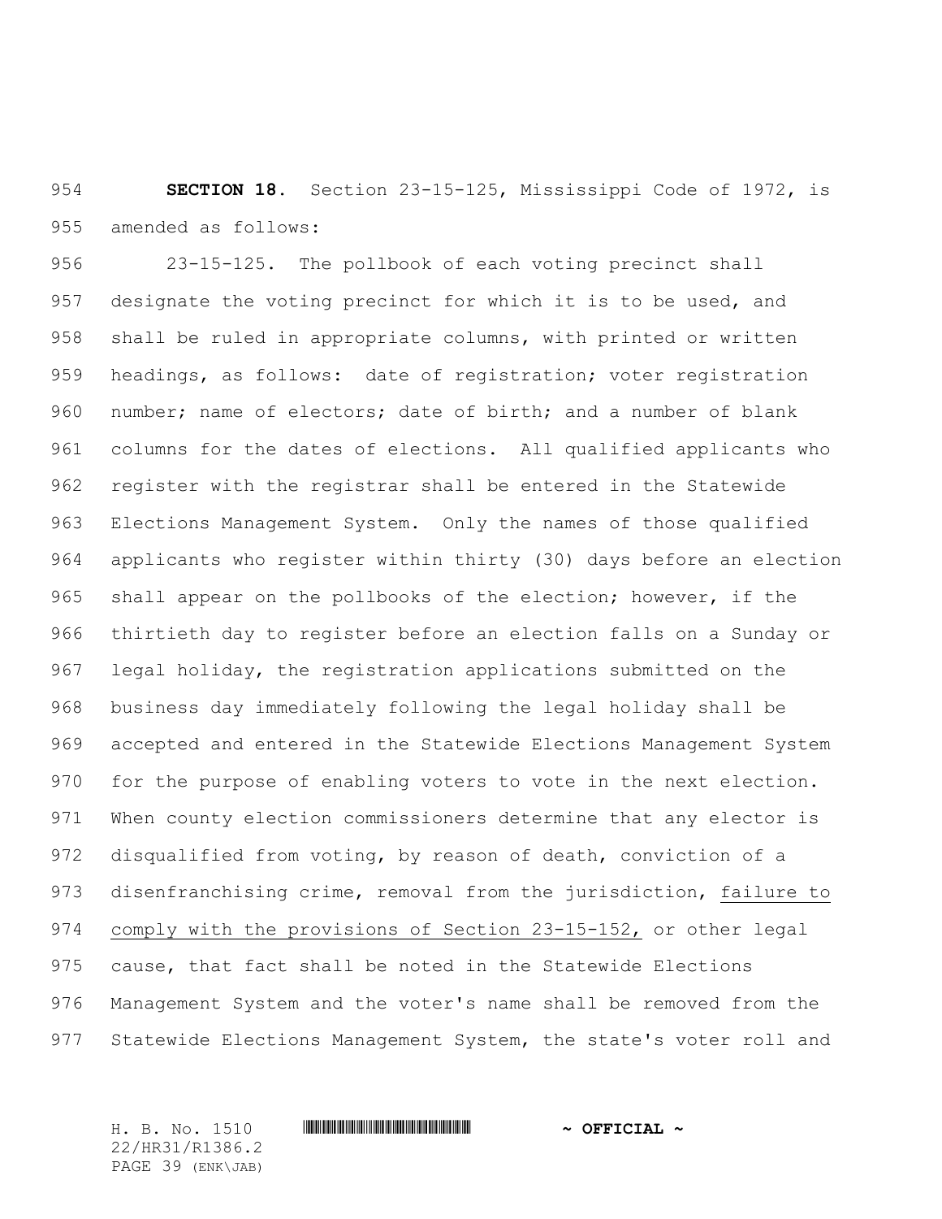**SECTION 18.** Section 23-15-125, Mississippi Code of 1972, is amended as follows:

23-15-125. The pollbook of each voting precinct shall designate the voting precinct for which it is to be used, and shall be ruled in appropriate columns, with printed or written headings, as follows: date of registration; voter registration number; name of electors; date of birth; and a number of blank columns for the dates of elections. All qualified applicants who register with the registrar shall be entered in the Statewide Elections Management System. Only the names of those qualified applicants who register within thirty (30) days before an election shall appear on the pollbooks of the election; however, if the thirtieth day to register before an election falls on a Sunday or legal holiday, the registration applications submitted on the business day immediately following the legal holiday shall be accepted and entered in the Statewide Elections Management System for the purpose of enabling voters to vote in the next election. When county election commissioners determine that any elector is disqualified from voting, by reason of death, conviction of a disenfranchising crime, removal from the jurisdiction, <u>failure to comply with the provisions of Section 23-15-152,</u> or other legal cause, that fact shall be noted in the Statewide Elections Management System and the voter's name shall be removed from the Statewide Elections Management System, the state's voter roll and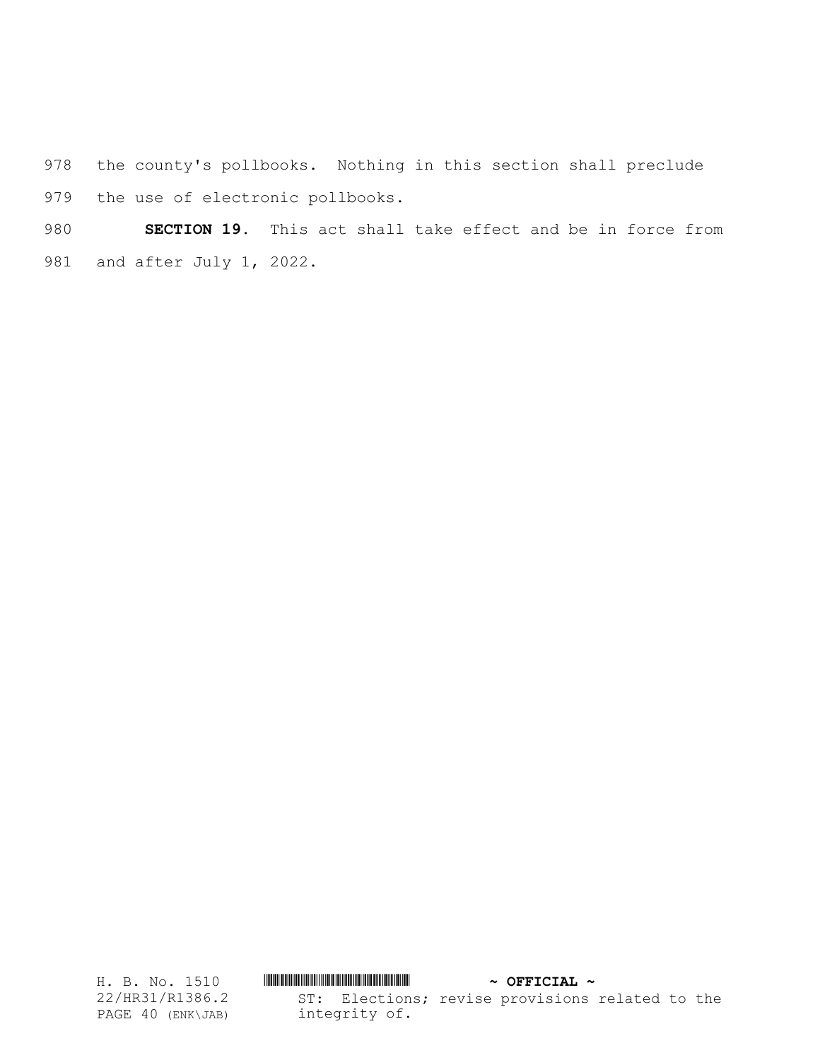978 the county's pollbooks. Nothing in this section shall preclude

979 the use of electronic pollbooks.

980 **SECTION 19.** This act shall take effect and be in force from

981 and after July 1, 2022.